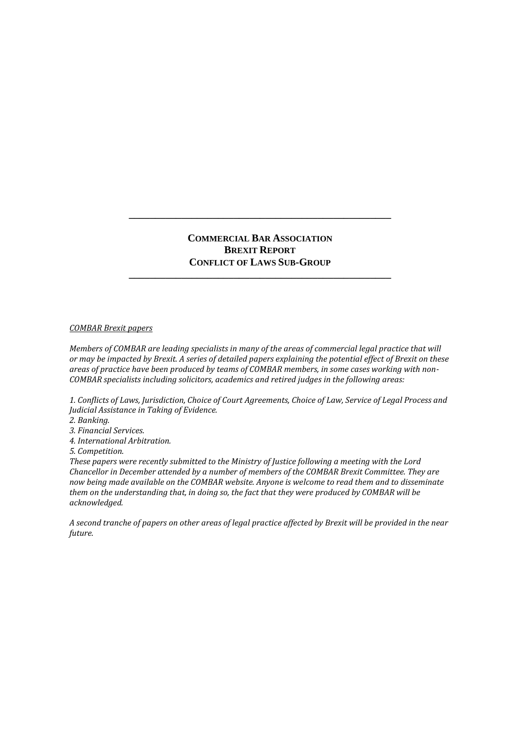---

# Commercial Bar Association
# Brexit Report
# Conflict of Laws Sub-Group

---

*COMBAR Brexit papers*

*Members of COMBAR are leading specialists in many of the areas of commercial legal practice that will or may be impacted by Brexit. A series of detailed papers explaining the potential effect of Brexit on these areas of practice have been produced by teams of COMBAR members, in some cases working with non-COMBAR specialists including solicitors, academics and retired judges in the following areas:*

*1. Conflicts of Laws, Jurisdiction, Choice of Court Agreements, Choice of Law, Service of Legal Process and Judicial Assistance in Taking of Evidence.*
*2. Banking.*
*3. Financial Services.*
*4. International Arbitration.*
*5. Competition.*

*These papers were recently submitted to the Ministry of Justice following a meeting with the Lord Chancellor in December attended by a number of members of the COMBAR Brexit Committee. They are now being made available on the COMBAR website. Anyone is welcome to read them and to disseminate them on the understanding that, in doing so, the fact that they were produced by COMBAR will be acknowledged.*

*A second tranche of papers on other areas of legal practice affected by Brexit will be provided in the near future.*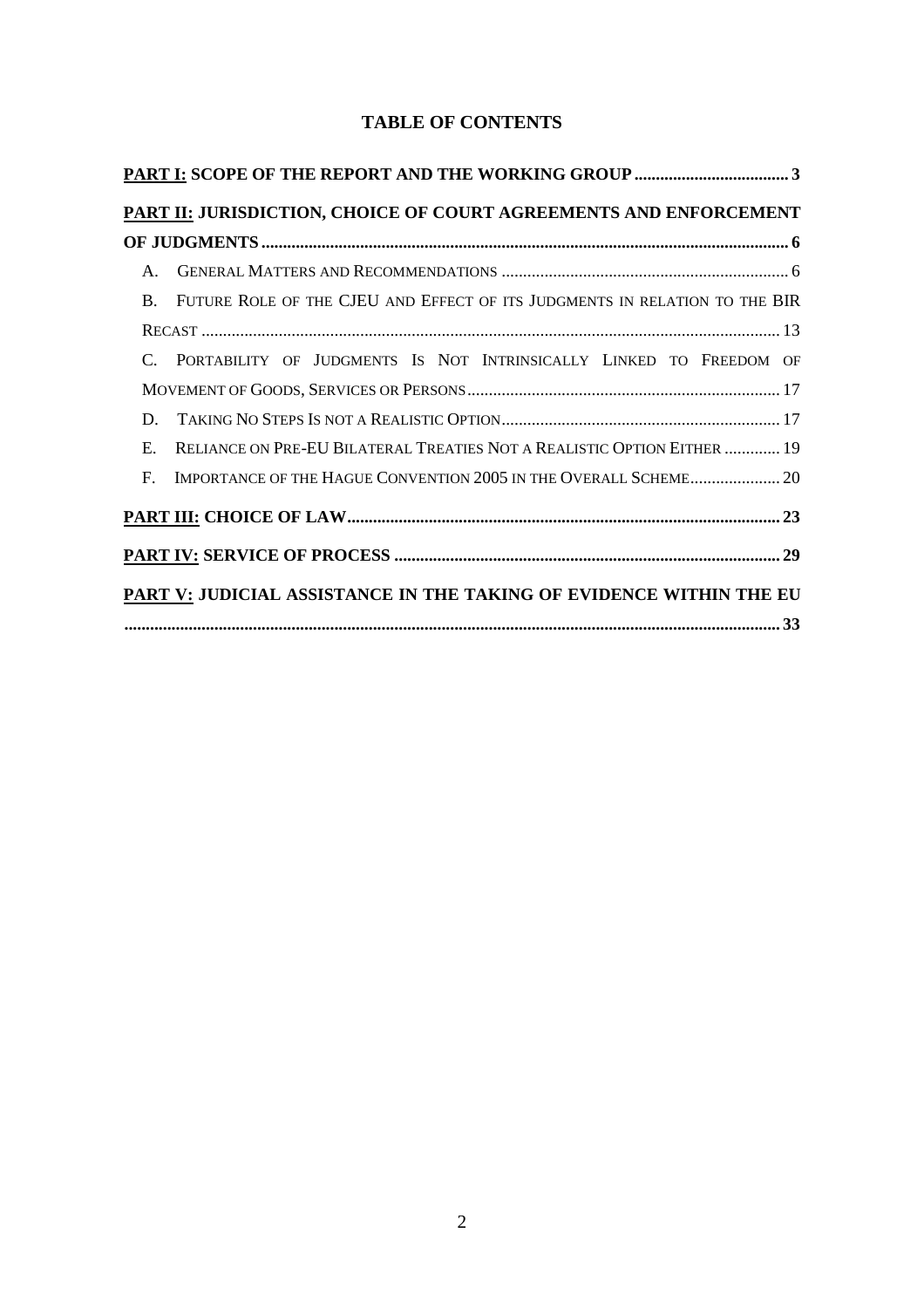# TABLE OF CONTENTS

**PART I: SCOPE OF THE REPORT AND THE WORKING GROUP** .................................... 3

**PART II: JURISDICTION, CHOICE OF COURT AGREEMENTS AND ENFORCEMENT OF JUDGMENTS** .................................................................................................................. 6

A. General Matters and Recommendations .................................................................. 6

B. Future Role of the CJEU and Effect of its Judgments in relation to the BIR Recast .................................................................................................................... 13

C. Portability of Judgments Is Not Intrinsically Linked to Freedom of Movement of Goods, Services or Persons ........................................................................ 17

D. Taking No Steps Is not a Realistic Option ................................................................. 17

E. Reliance on Pre-EU Bilateral Treaties Not a Realistic Option Either ............. 19

F. Importance of the Hague Convention 2005 in the Overall Scheme ..................... 20

**PART III: CHOICE OF LAW** .................................................................................................... 23

**PART IV: SERVICE OF PROCESS** .......................................................................................... 29

**PART V: JUDICIAL ASSISTANCE IN THE TAKING OF EVIDENCE WITHIN THE EU** ........................................................................................................................................ 33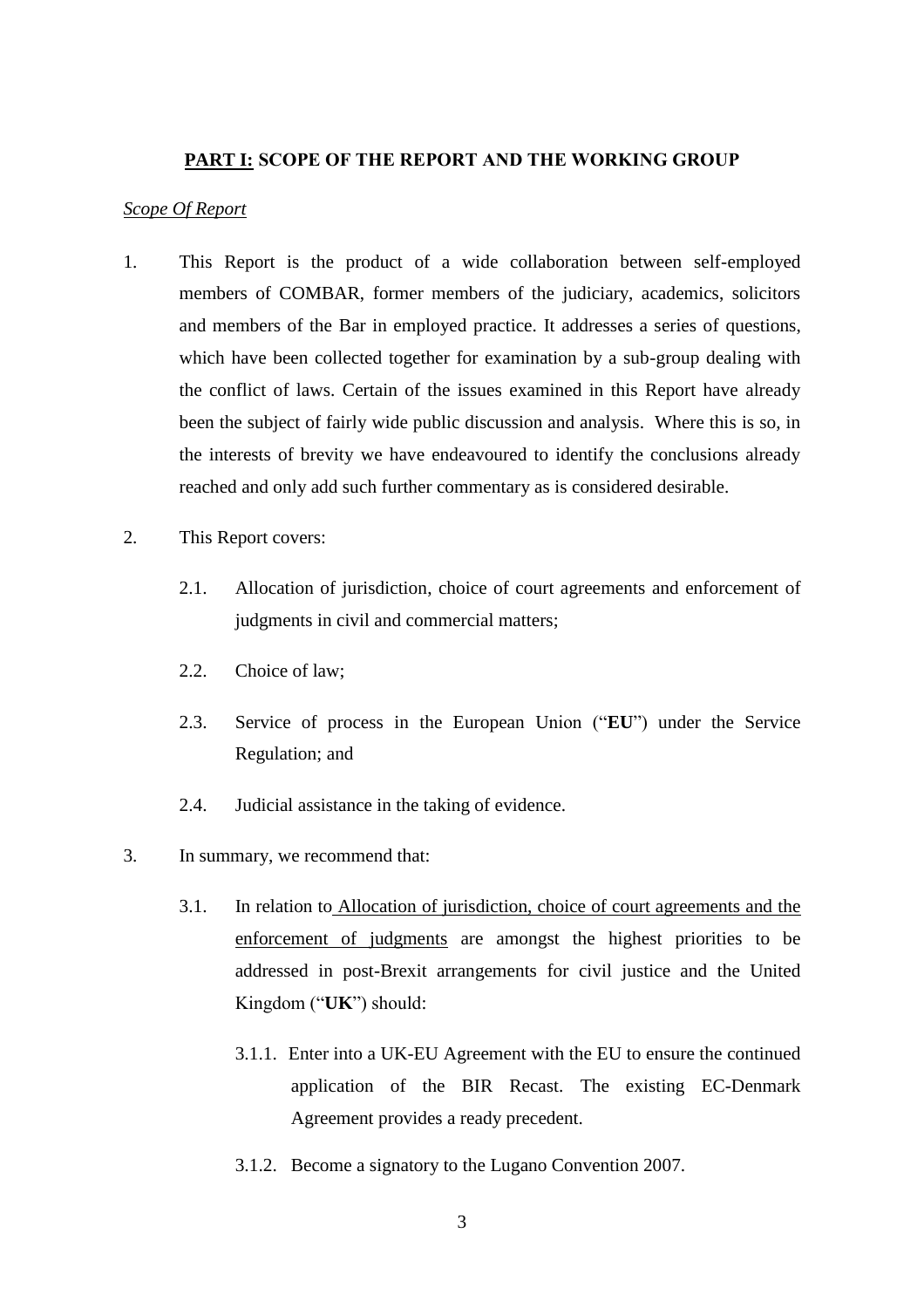## **PART I:** SCOPE OF THE REPORT AND THE WORKING GROUP

*Scope Of Report*

1. This Report is the product of a wide collaboration between self-employed members of COMBAR, former members of the judiciary, academics, solicitors and members of the Bar in employed practice. It addresses a series of questions, which have been collected together for examination by a sub-group dealing with the conflict of laws. Certain of the issues examined in this Report have already been the subject of fairly wide public discussion and analysis. Where this is so, in the interests of brevity we have endeavoured to identify the conclusions already reached and only add such further commentary as is considered desirable.

2. This Report covers:

   2.1. Allocation of jurisdiction, choice of court agreements and enforcement of judgments in civil and commercial matters;

   2.2. Choice of law;

   2.3. Service of process in the European Union ("**EU**") under the Service Regulation; and

   2.4. Judicial assistance in the taking of evidence.

3. In summary, we recommend that:

   3.1. In relation to <u>Allocation of jurisdiction, choice of court agreements and the enforcement of judgments</u> are amongst the highest priorities to be addressed in post-Brexit arrangements for civil justice and the United Kingdom ("**UK**") should:

      3.1.1. Enter into a UK-EU Agreement with the EU to ensure the continued application of the BIR Recast. The existing EC-Denmark Agreement provides a ready precedent.

      3.1.2. Become a signatory to the Lugano Convention 2007.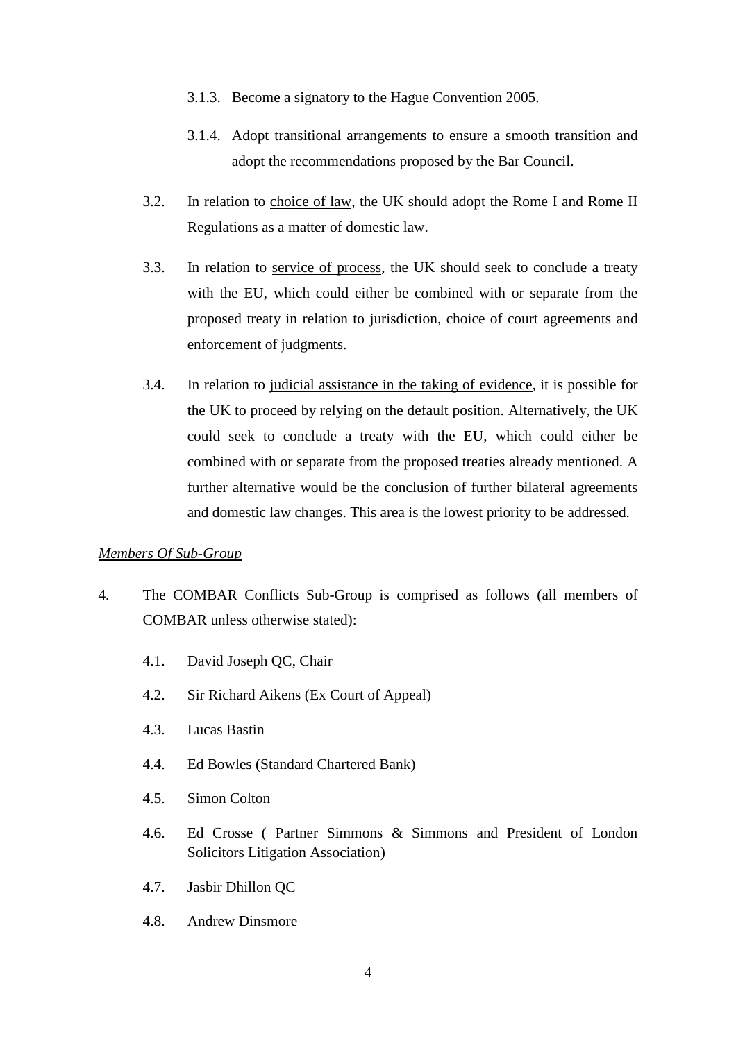3.1.3. Become a signatory to the Hague Convention 2005.

3.1.4. Adopt transitional arrangements to ensure a smooth transition and adopt the recommendations proposed by the Bar Council.

3.2. In relation to <u>choice of law</u>, the UK should adopt the Rome I and Rome II Regulations as a matter of domestic law.

3.3. In relation to <u>service of process</u>, the UK should seek to conclude a treaty with the EU, which could either be combined with or separate from the proposed treaty in relation to jurisdiction, choice of court agreements and enforcement of judgments.

3.4. In relation to <u>judicial assistance in the taking of evidence</u>, it is possible for the UK to proceed by relying on the default position. Alternatively, the UK could seek to conclude a treaty with the EU, which could either be combined with or separate from the proposed treaties already mentioned. A further alternative would be the conclusion of further bilateral agreements and domestic law changes. This area is the lowest priority to be addressed.

*<u>Members Of Sub-Group</u>*

4. The COMBAR Conflicts Sub-Group is comprised as follows (all members of COMBAR unless otherwise stated):

4.1. David Joseph QC, Chair

4.2. Sir Richard Aikens (Ex Court of Appeal)

4.3. Lucas Bastin

4.4. Ed Bowles (Standard Chartered Bank)

4.5. Simon Colton

4.6. Ed Crosse ( Partner Simmons & Simmons and President of London Solicitors Litigation Association)

4.7. Jasbir Dhillon QC

4.8. Andrew Dinsmore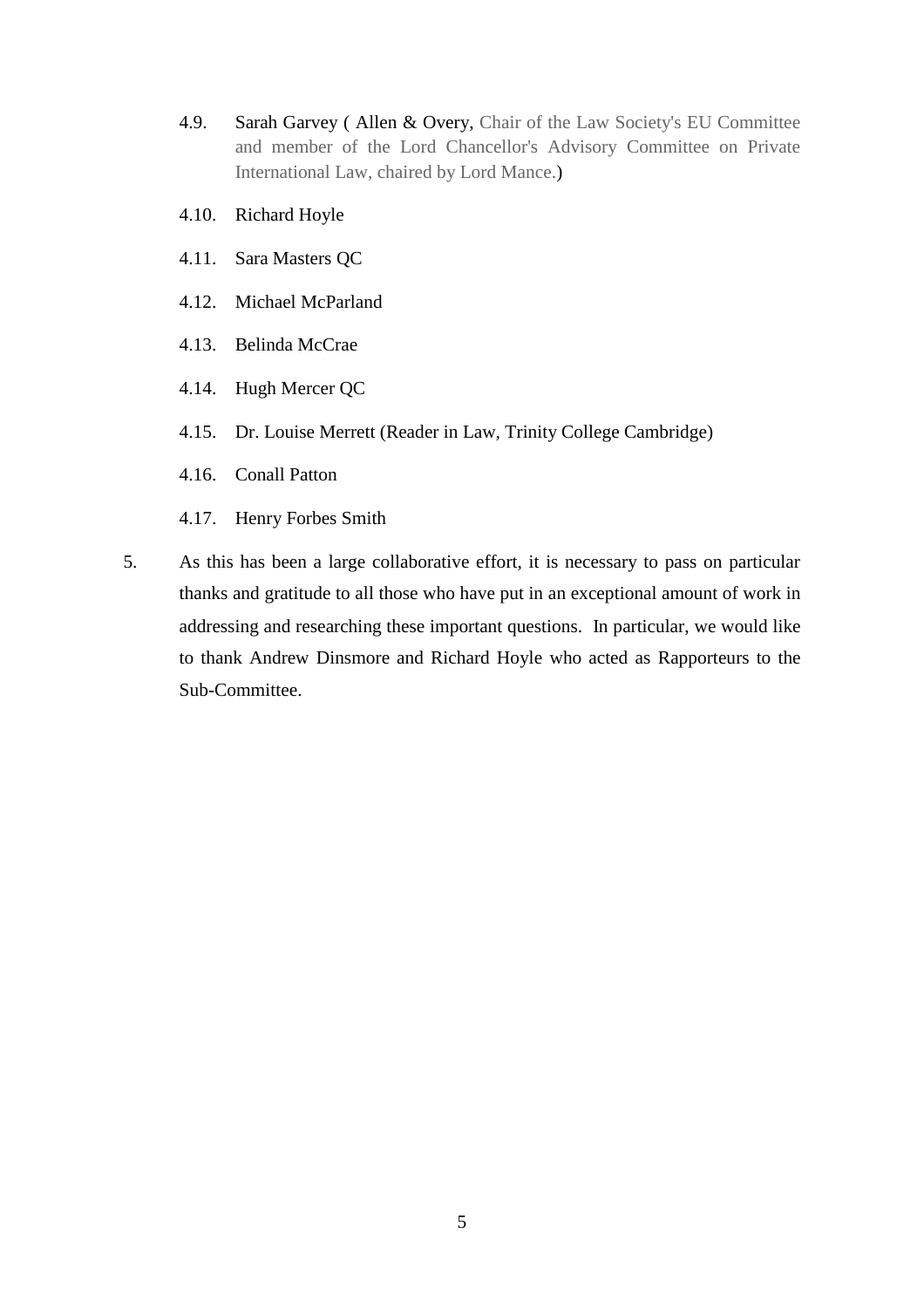4.9. Sarah Garvey ( Allen & Overy, Chair of the Law Society's EU Committee and member of the Lord Chancellor's Advisory Committee on Private International Law, chaired by Lord Mance.)

4.10. Richard Hoyle

4.11. Sara Masters QC

4.12. Michael McParland

4.13. Belinda McCrae

4.14. Hugh Mercer QC

4.15. Dr. Louise Merrett (Reader in Law, Trinity College Cambridge)

4.16. Conall Patton

4.17. Henry Forbes Smith

5. As this has been a large collaborative effort, it is necessary to pass on particular thanks and gratitude to all those who have put in an exceptional amount of work in addressing and researching these important questions. In particular, we would like to thank Andrew Dinsmore and Richard Hoyle who acted as Rapporteurs to the Sub-Committee.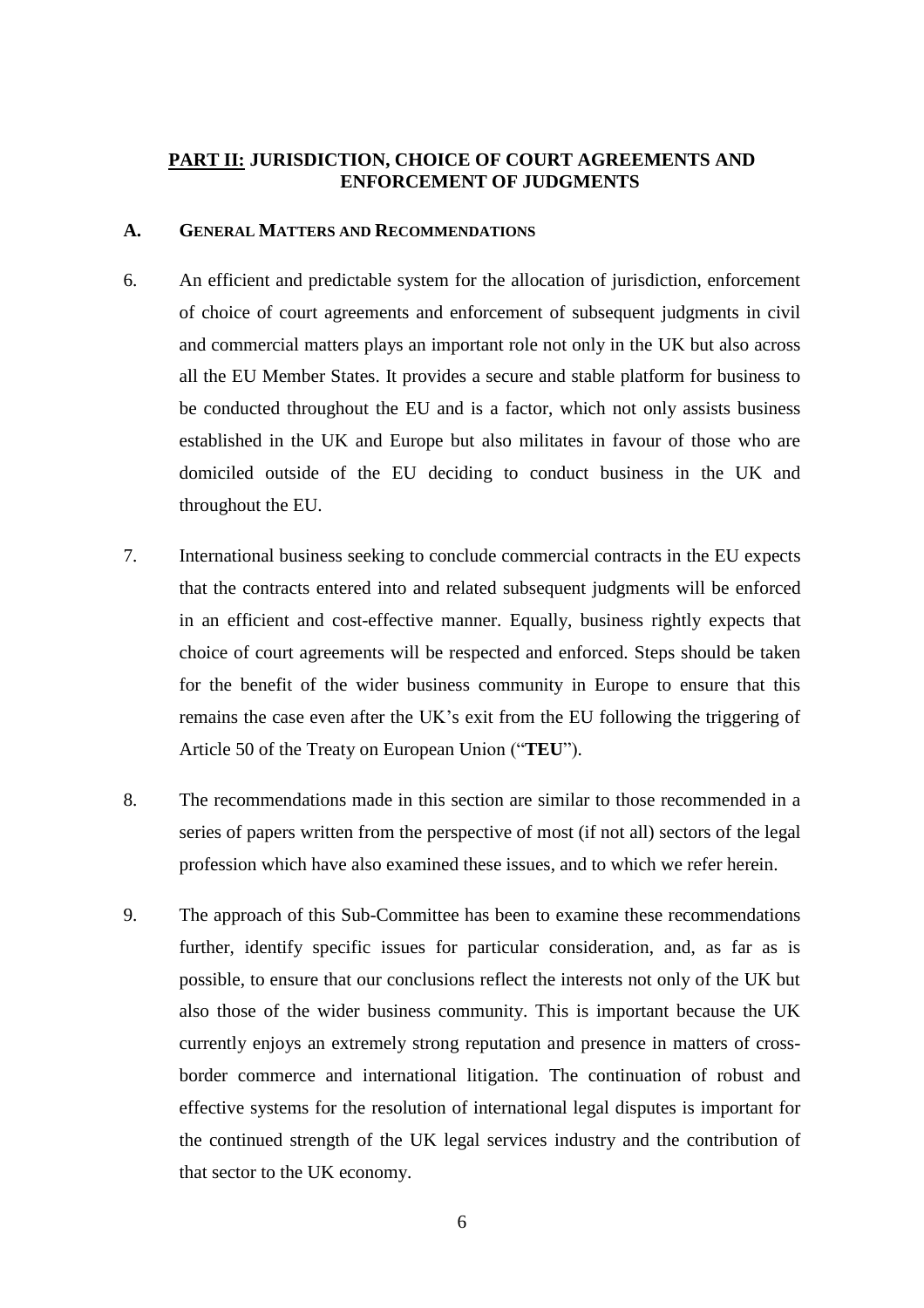## PART II: JURISDICTION, CHOICE OF COURT AGREEMENTS AND ENFORCEMENT OF JUDGMENTS

### A. GENERAL MATTERS AND RECOMMENDATIONS

6. An efficient and predictable system for the allocation of jurisdiction, enforcement of choice of court agreements and enforcement of subsequent judgments in civil and commercial matters plays an important role not only in the UK but also across all the EU Member States. It provides a secure and stable platform for business to be conducted throughout the EU and is a factor, which not only assists business established in the UK and Europe but also militates in favour of those who are domiciled outside of the EU deciding to conduct business in the UK and throughout the EU.

7. International business seeking to conclude commercial contracts in the EU expects that the contracts entered into and related subsequent judgments will be enforced in an efficient and cost-effective manner. Equally, business rightly expects that choice of court agreements will be respected and enforced. Steps should be taken for the benefit of the wider business community in Europe to ensure that this remains the case even after the UK's exit from the EU following the triggering of Article 50 of the Treaty on European Union ("**TEU**").

8. The recommendations made in this section are similar to those recommended in a series of papers written from the perspective of most (if not all) sectors of the legal profession which have also examined these issues, and to which we refer herein.

9. The approach of this Sub-Committee has been to examine these recommendations further, identify specific issues for particular consideration, and, as far as is possible, to ensure that our conclusions reflect the interests not only of the UK but also those of the wider business community. This is important because the UK currently enjoys an extremely strong reputation and presence in matters of cross-border commerce and international litigation. The continuation of robust and effective systems for the resolution of international legal disputes is important for the continued strength of the UK legal services industry and the contribution of that sector to the UK economy.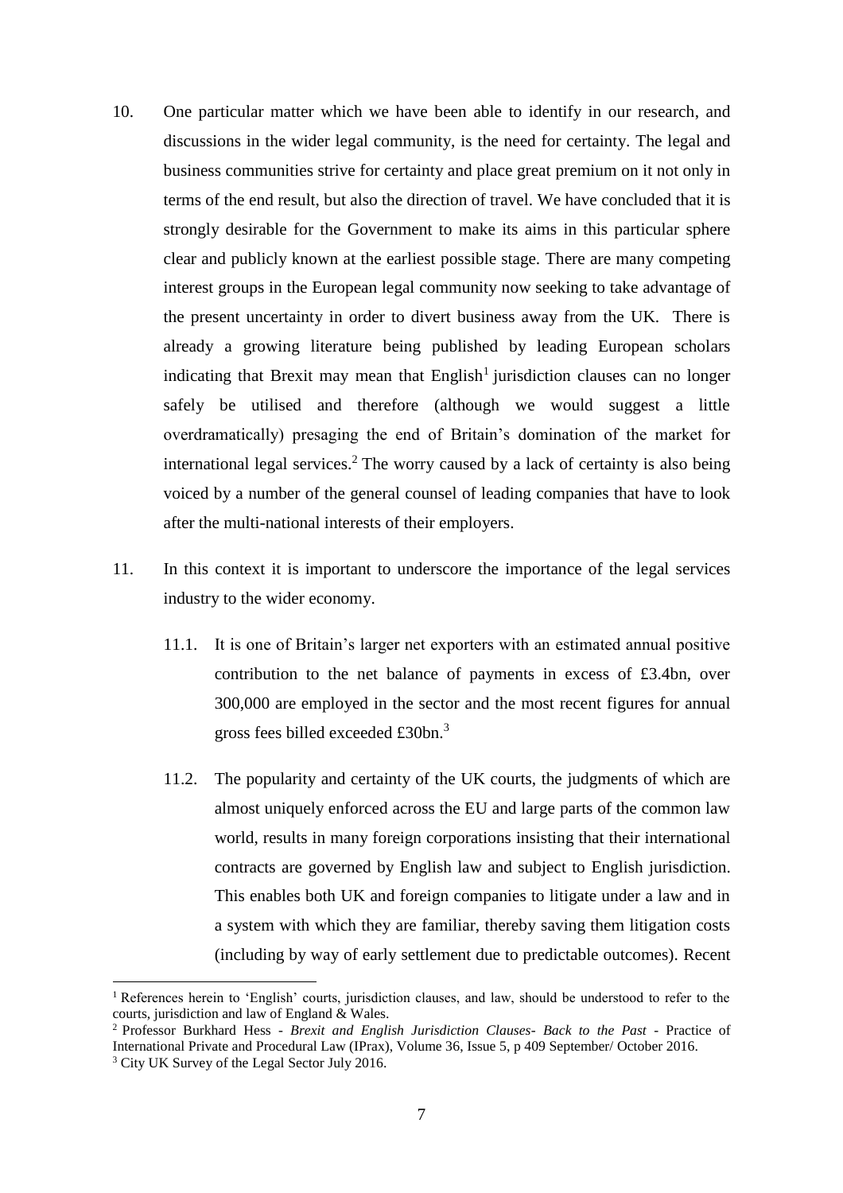10. One particular matter which we have been able to identify in our research, and discussions in the wider legal community, is the need for certainty. The legal and business communities strive for certainty and place great premium on it not only in terms of the end result, but also the direction of travel. We have concluded that it is strongly desirable for the Government to make its aims in this particular sphere clear and publicly known at the earliest possible stage. There are many competing interest groups in the European legal community now seeking to take advantage of the present uncertainty in order to divert business away from the UK. There is already a growing literature being published by leading European scholars indicating that Brexit may mean that English[1] jurisdiction clauses can no longer safely be utilised and therefore (although we would suggest a little overdramatically) presaging the end of Britain's domination of the market for international legal services.[2] The worry caused by a lack of certainty is also being voiced by a number of the general counsel of leading companies that have to look after the multi-national interests of their employers.

11. In this context it is important to underscore the importance of the legal services industry to the wider economy.

    11.1. It is one of Britain's larger net exporters with an estimated annual positive contribution to the net balance of payments in excess of £3.4bn, over 300,000 are employed in the sector and the most recent figures for annual gross fees billed exceeded £30bn.[3]

    11.2. The popularity and certainty of the UK courts, the judgments of which are almost uniquely enforced across the EU and large parts of the common law world, results in many foreign corporations insisting that their international contracts are governed by English law and subject to English jurisdiction. This enables both UK and foreign companies to litigate under a law and in a system with which they are familiar, thereby saving them litigation costs (including by way of early settlement due to predictable outcomes). Recent

---

[1] References herein to 'English' courts, jurisdiction clauses, and law, should be understood to refer to the courts, jurisdiction and law of England & Wales.

[2] Professor Burkhard Hess - *Brexit and English Jurisdiction Clauses- Back to the Past* - Practice of International Private and Procedural Law (IPrax), Volume 36, Issue 5, p 409 September/ October 2016.

[3] City UK Survey of the Legal Sector July 2016.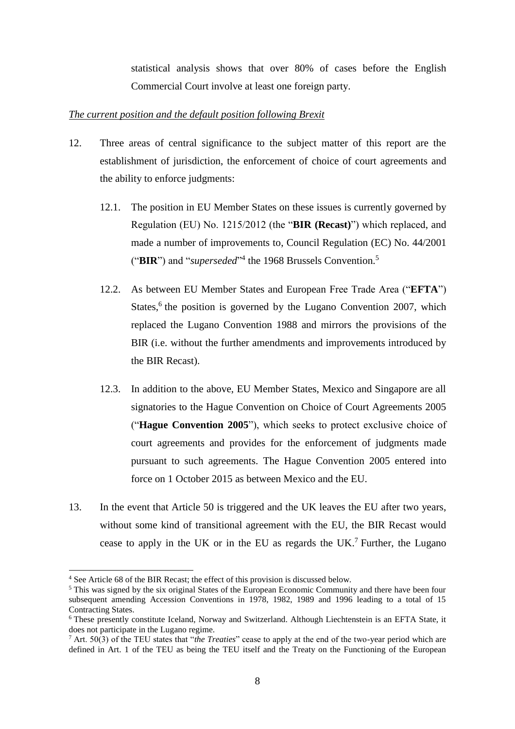statistical analysis shows that over 80% of cases before the English Commercial Court involve at least one foreign party.

*The current position and the default position following Brexit*

12. Three areas of central significance to the subject matter of this report are the establishment of jurisdiction, the enforcement of choice of court agreements and the ability to enforce judgments:

    12.1. The position in EU Member States on these issues is currently governed by Regulation (EU) No. 1215/2012 (the "**BIR (Recast)**") which replaced, and made a number of improvements to, Council Regulation (EC) No. 44/2001 ("**BIR**") and "*superseded*"[4] the 1968 Brussels Convention.[5]

    12.2. As between EU Member States and European Free Trade Area ("**EFTA**") States,[6] the position is governed by the Lugano Convention 2007, which replaced the Lugano Convention 1988 and mirrors the provisions of the BIR (i.e. without the further amendments and improvements introduced by the BIR Recast).

    12.3. In addition to the above, EU Member States, Mexico and Singapore are all signatories to the Hague Convention on Choice of Court Agreements 2005 ("**Hague Convention 2005**"), which seeks to protect exclusive choice of court agreements and provides for the enforcement of judgments made pursuant to such agreements. The Hague Convention 2005 entered into force on 1 October 2015 as between Mexico and the EU.

13. In the event that Article 50 is triggered and the UK leaves the EU after two years, without some kind of transitional agreement with the EU, the BIR Recast would cease to apply in the UK or in the EU as regards the UK.[7] Further, the Lugano

---

[4] See Article 68 of the BIR Recast; the effect of this provision is discussed below.

[5] This was signed by the six original States of the European Economic Community and there have been four subsequent amending Accession Conventions in 1978, 1982, 1989 and 1996 leading to a total of 15 Contracting States.

[6] These presently constitute Iceland, Norway and Switzerland. Although Liechtenstein is an EFTA State, it does not participate in the Lugano regime.

[7] Art. 50(3) of the TEU states that "*the Treaties*" cease to apply at the end of the two-year period which are defined in Art. 1 of the TEU as being the TEU itself and the Treaty on the Functioning of the European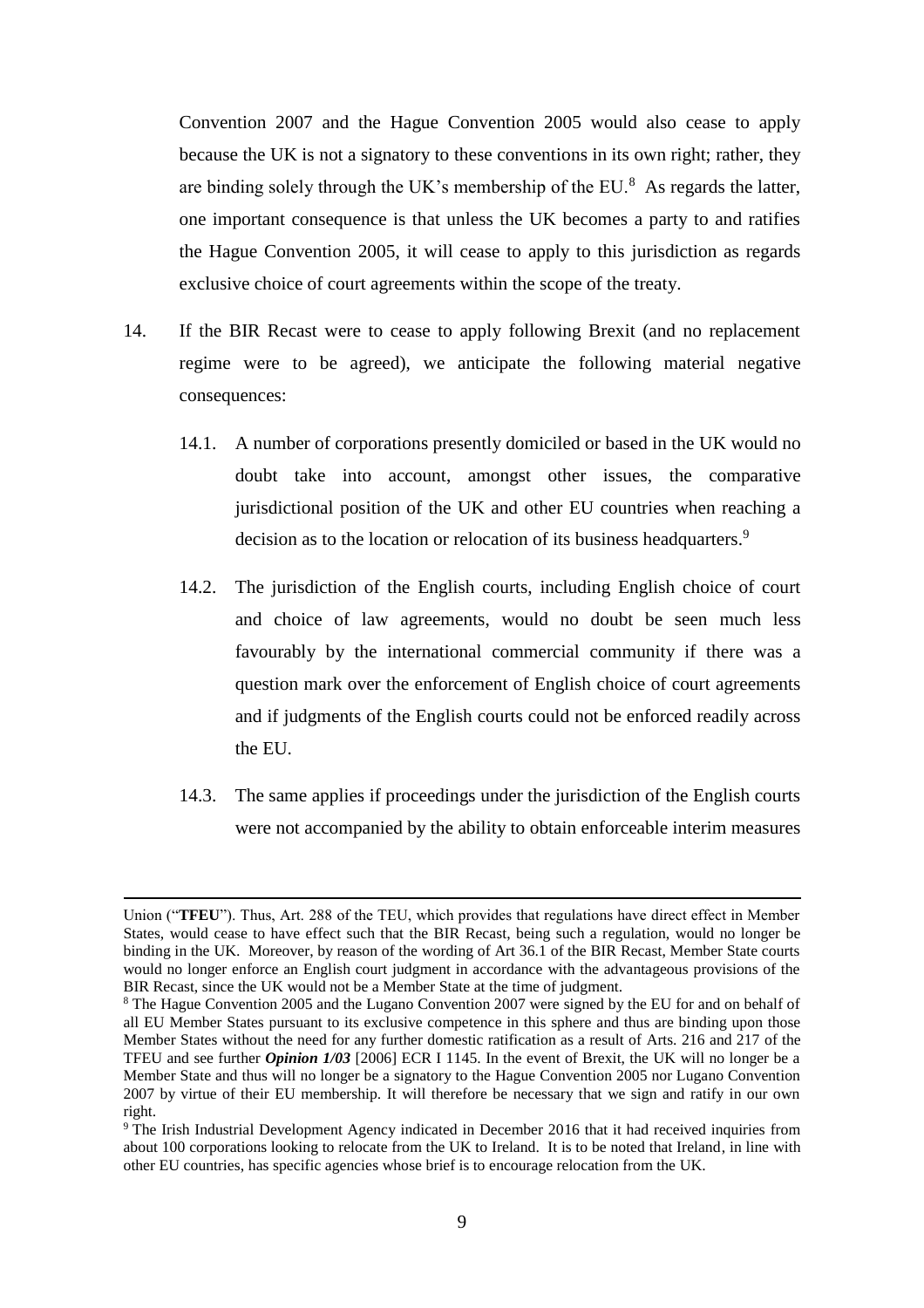Convention 2007 and the Hague Convention 2005 would also cease to apply because the UK is not a signatory to these conventions in its own right; rather, they are binding solely through the UK's membership of the EU.[8] As regards the latter, one important consequence is that unless the UK becomes a party to and ratifies the Hague Convention 2005, it will cease to apply to this jurisdiction as regards exclusive choice of court agreements within the scope of the treaty.

14. If the BIR Recast were to cease to apply following Brexit (and no replacement regime were to be agreed), we anticipate the following material negative consequences:

    14.1. A number of corporations presently domiciled or based in the UK would no doubt take into account, amongst other issues, the comparative jurisdictional position of the UK and other EU countries when reaching a decision as to the location or relocation of its business headquarters.[9]

    14.2. The jurisdiction of the English courts, including English choice of court and choice of law agreements, would no doubt be seen much less favourably by the international commercial community if there was a question mark over the enforcement of English choice of court agreements and if judgments of the English courts could not be enforced readily across the EU.

    14.3. The same applies if proceedings under the jurisdiction of the English courts were not accompanied by the ability to obtain enforceable interim measures

---

Union ("**TFEU**"). Thus, Art. 288 of the TEU, which provides that regulations have direct effect in Member States, would cease to have effect such that the BIR Recast, being such a regulation, would no longer be binding in the UK. Moreover, by reason of the wording of Art 36.1 of the BIR Recast, Member State courts would no longer enforce an English court judgment in accordance with the advantageous provisions of the BIR Recast, since the UK would not be a Member State at the time of judgment.

[8] The Hague Convention 2005 and the Lugano Convention 2007 were signed by the EU for and on behalf of all EU Member States pursuant to its exclusive competence in this sphere and thus are binding upon those Member States without the need for any further domestic ratification as a result of Arts. 216 and 217 of the TFEU and see further ***Opinion 1/03*** [2006] ECR I 1145. In the event of Brexit, the UK will no longer be a Member State and thus will no longer be a signatory to the Hague Convention 2005 nor Lugano Convention 2007 by virtue of their EU membership. It will therefore be necessary that we sign and ratify in our own right.

[9] The Irish Industrial Development Agency indicated in December 2016 that it had received inquiries from about 100 corporations looking to relocate from the UK to Ireland. It is to be noted that Ireland, in line with other EU countries, has specific agencies whose brief is to encourage relocation from the UK.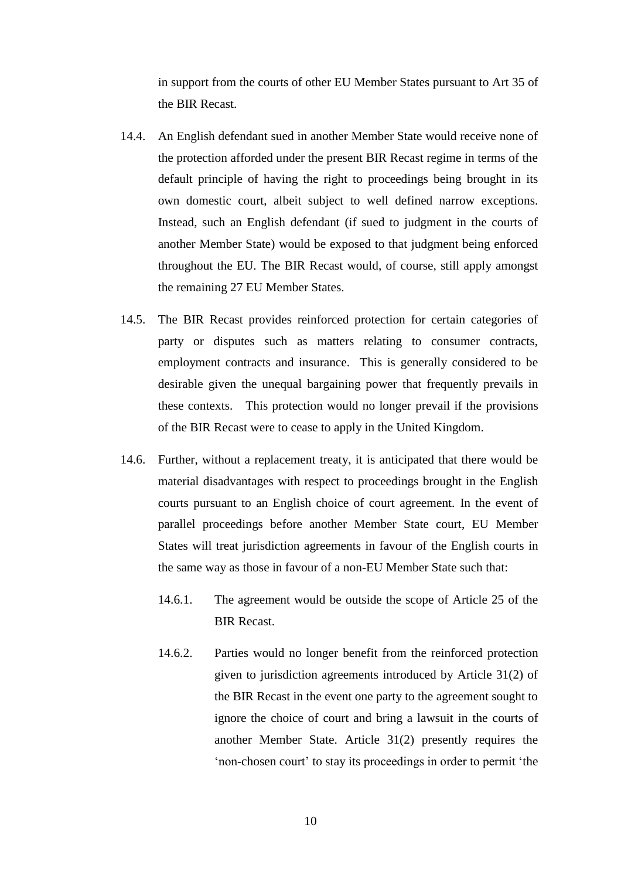in support from the courts of other EU Member States pursuant to Art 35 of the BIR Recast.

14.4. An English defendant sued in another Member State would receive none of the protection afforded under the present BIR Recast regime in terms of the default principle of having the right to proceedings being brought in its own domestic court, albeit subject to well defined narrow exceptions. Instead, such an English defendant (if sued to judgment in the courts of another Member State) would be exposed to that judgment being enforced throughout the EU. The BIR Recast would, of course, still apply amongst the remaining 27 EU Member States.

14.5. The BIR Recast provides reinforced protection for certain categories of party or disputes such as matters relating to consumer contracts, employment contracts and insurance. This is generally considered to be desirable given the unequal bargaining power that frequently prevails in these contexts. This protection would no longer prevail if the provisions of the BIR Recast were to cease to apply in the United Kingdom.

14.6. Further, without a replacement treaty, it is anticipated that there would be material disadvantages with respect to proceedings brought in the English courts pursuant to an English choice of court agreement. In the event of parallel proceedings before another Member State court, EU Member States will treat jurisdiction agreements in favour of the English courts in the same way as those in favour of a non-EU Member State such that:

14.6.1. The agreement would be outside the scope of Article 25 of the BIR Recast.

14.6.2. Parties would no longer benefit from the reinforced protection given to jurisdiction agreements introduced by Article 31(2) of the BIR Recast in the event one party to the agreement sought to ignore the choice of court and bring a lawsuit in the courts of another Member State. Article 31(2) presently requires the 'non-chosen court' to stay its proceedings in order to permit 'the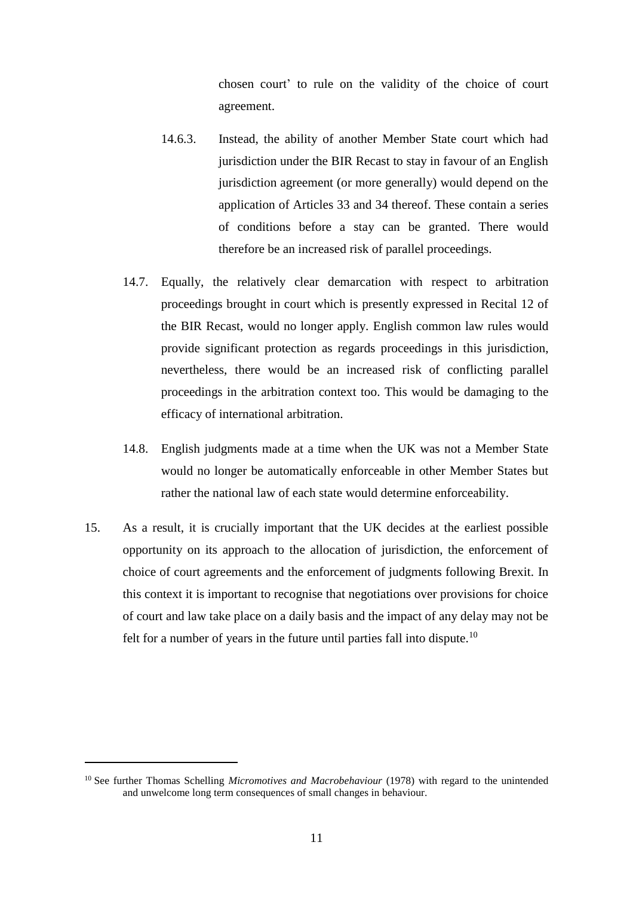chosen court' to rule on the validity of the choice of court agreement.

14.6.3. Instead, the ability of another Member State court which had jurisdiction under the BIR Recast to stay in favour of an English jurisdiction agreement (or more generally) would depend on the application of Articles 33 and 34 thereof. These contain a series of conditions before a stay can be granted. There would therefore be an increased risk of parallel proceedings.

14.7. Equally, the relatively clear demarcation with respect to arbitration proceedings brought in court which is presently expressed in Recital 12 of the BIR Recast, would no longer apply. English common law rules would provide significant protection as regards proceedings in this jurisdiction, nevertheless, there would be an increased risk of conflicting parallel proceedings in the arbitration context too. This would be damaging to the efficacy of international arbitration.

14.8. English judgments made at a time when the UK was not a Member State would no longer be automatically enforceable in other Member States but rather the national law of each state would determine enforceability.

15. As a result, it is crucially important that the UK decides at the earliest possible opportunity on its approach to the allocation of jurisdiction, the enforcement of choice of court agreements and the enforcement of judgments following Brexit. In this context it is important to recognise that negotiations over provisions for choice of court and law take place on a daily basis and the impact of any delay may not be felt for a number of years in the future until parties fall into dispute.[10]

[10] See further Thomas Schelling *Micromotives and Macrobehaviour* (1978) with regard to the unintended and unwelcome long term consequences of small changes in behaviour.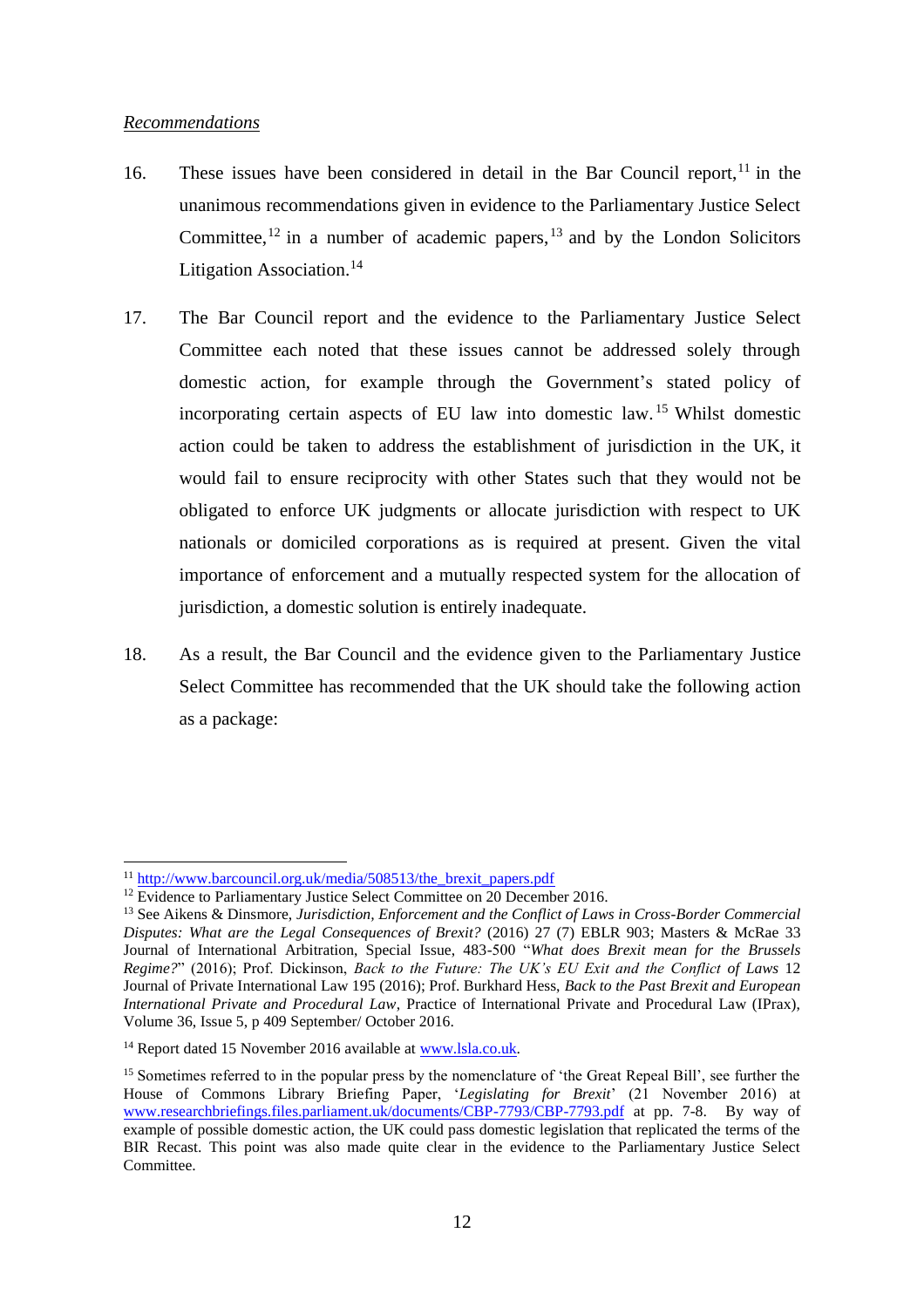*Recommendations*

16. These issues have been considered in detail in the Bar Council report,[11] in the unanimous recommendations given in evidence to the Parliamentary Justice Select Committee,[12] in a number of academic papers,[13] and by the London Solicitors Litigation Association.[14]

17. The Bar Council report and the evidence to the Parliamentary Justice Select Committee each noted that these issues cannot be addressed solely through domestic action, for example through the Government's stated policy of incorporating certain aspects of EU law into domestic law.[15] Whilst domestic action could be taken to address the establishment of jurisdiction in the UK, it would fail to ensure reciprocity with other States such that they would not be obligated to enforce UK judgments or allocate jurisdiction with respect to UK nationals or domiciled corporations as is required at present. Given the vital importance of enforcement and a mutually respected system for the allocation of jurisdiction, a domestic solution is entirely inadequate.

18. As a result, the Bar Council and the evidence given to the Parliamentary Justice Select Committee has recommended that the UK should take the following action as a package:

---

[11] http://www.barcouncil.org.uk/media/508513/the_brexit_papers.pdf

[12] Evidence to Parliamentary Justice Select Committee on 20 December 2016.

[13] See Aikens & Dinsmore, *Jurisdiction, Enforcement and the Conflict of Laws in Cross-Border Commercial Disputes: What are the Legal Consequences of Brexit?* (2016) 27 (7) EBLR 903; Masters & McRae 33 Journal of International Arbitration, Special Issue, 483-500 "*What does Brexit mean for the Brussels Regime?*" (2016); Prof. Dickinson, *Back to the Future: The UK's EU Exit and the Conflict of Laws* 12 Journal of Private International Law 195 (2016); Prof. Burkhard Hess, *Back to the Past Brexit and European International Private and Procedural Law*, Practice of International Private and Procedural Law (IPrax), Volume 36, Issue 5, p 409 September/ October 2016.

[14] Report dated 15 November 2016 available at www.lsla.co.uk.

[15] Sometimes referred to in the popular press by the nomenclature of 'the Great Repeal Bill', see further the House of Commons Library Briefing Paper, '*Legislating for Brexit*' (21 November 2016) at www.researchbriefings.files.parliament.uk/documents/CBP-7793/CBP-7793.pdf at pp. 7-8. By way of example of possible domestic action, the UK could pass domestic legislation that replicated the terms of the BIR Recast. This point was also made quite clear in the evidence to the Parliamentary Justice Select Committee.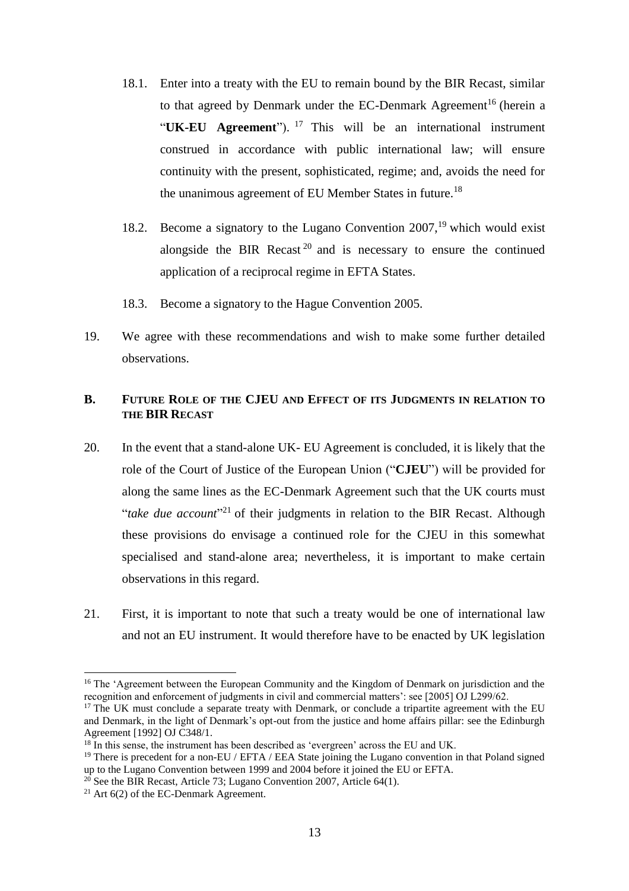18.1. Enter into a treaty with the EU to remain bound by the BIR Recast, similar to that agreed by Denmark under the EC-Denmark Agreement[16] (herein a "**UK-EU Agreement**").[17] This will be an international instrument construed in accordance with public international law; will ensure continuity with the present, sophisticated, regime; and, avoids the need for the unanimous agreement of EU Member States in future.[18]

18.2. Become a signatory to the Lugano Convention 2007,[19] which would exist alongside the BIR Recast[20] and is necessary to ensure the continued application of a reciprocal regime in EFTA States.

18.3. Become a signatory to the Hague Convention 2005.

19. We agree with these recommendations and wish to make some further detailed observations.

## B. FUTURE ROLE OF THE CJEU AND EFFECT OF ITS JUDGMENTS IN RELATION TO THE BIR RECAST

20. In the event that a stand-alone UK- EU Agreement is concluded, it is likely that the role of the Court of Justice of the European Union ("**CJEU**") will be provided for along the same lines as the EC-Denmark Agreement such that the UK courts must "*take due account*"[21] of their judgments in relation to the BIR Recast. Although these provisions do envisage a continued role for the CJEU in this somewhat specialised and stand-alone area; nevertheless, it is important to make certain observations in this regard.

21. First, it is important to note that such a treaty would be one of international law and not an EU instrument. It would therefore have to be enacted by UK legislation

---

[16] The 'Agreement between the European Community and the Kingdom of Denmark on jurisdiction and the recognition and enforcement of judgments in civil and commercial matters': see [2005] OJ L299/62.

[17] The UK must conclude a separate treaty with Denmark, or conclude a tripartite agreement with the EU and Denmark, in the light of Denmark's opt-out from the justice and home affairs pillar: see the Edinburgh Agreement [1992] OJ C348/1.

[18] In this sense, the instrument has been described as 'evergreen' across the EU and UK.

[19] There is precedent for a non-EU / EFTA / EEA State joining the Lugano convention in that Poland signed up to the Lugano Convention between 1999 and 2004 before it joined the EU or EFTA.

[20] See the BIR Recast, Article 73; Lugano Convention 2007, Article 64(1).

[21] Art 6(2) of the EC-Denmark Agreement.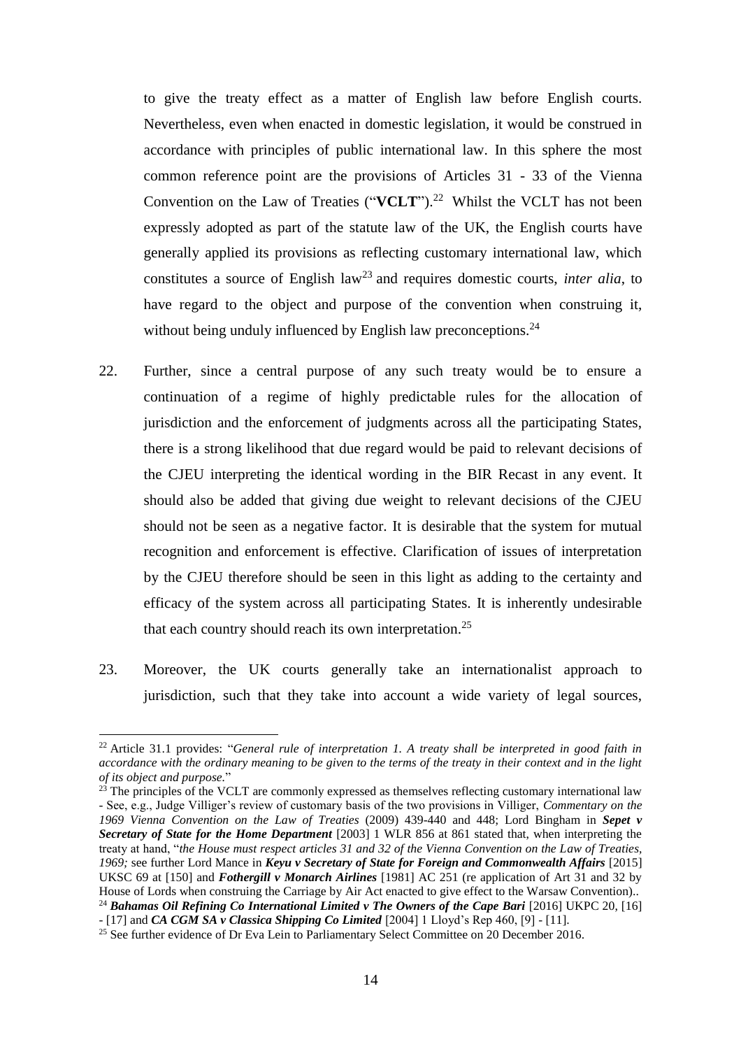to give the treaty effect as a matter of English law before English courts. Nevertheless, even when enacted in domestic legislation, it would be construed in accordance with principles of public international law. In this sphere the most common reference point are the provisions of Articles 31 - 33 of the Vienna Convention on the Law of Treaties ("**VCLT**").[22] Whilst the VCLT has not been expressly adopted as part of the statute law of the UK, the English courts have generally applied its provisions as reflecting customary international law, which constitutes a source of English law[23] and requires domestic courts, *inter alia*, to have regard to the object and purpose of the convention when construing it, without being unduly influenced by English law preconceptions.[24]

22. Further, since a central purpose of any such treaty would be to ensure a continuation of a regime of highly predictable rules for the allocation of jurisdiction and the enforcement of judgments across all the participating States, there is a strong likelihood that due regard would be paid to relevant decisions of the CJEU interpreting the identical wording in the BIR Recast in any event. It should also be added that giving due weight to relevant decisions of the CJEU should not be seen as a negative factor. It is desirable that the system for mutual recognition and enforcement is effective. Clarification of issues of interpretation by the CJEU therefore should be seen in this light as adding to the certainty and efficacy of the system across all participating States. It is inherently undesirable that each country should reach its own interpretation.[25]

23. Moreover, the UK courts generally take an internationalist approach to jurisdiction, such that they take into account a wide variety of legal sources,

---

[22] Article 31.1 provides: "*General rule of interpretation 1. A treaty shall be interpreted in good faith in accordance with the ordinary meaning to be given to the terms of the treaty in their context and in the light of its object and purpose.*"

[23] The principles of the VCLT are commonly expressed as themselves reflecting customary international law - See, e.g., Judge Villiger's review of customary basis of the two provisions in Villiger, *Commentary on the 1969 Vienna Convention on the Law of Treaties* (2009) 439-440 and 448; Lord Bingham in ***Sepet v Secretary of State for the Home Department*** [2003] 1 WLR 856 at 861 stated that, when interpreting the treaty at hand, "*the House must respect articles 31 and 32 of the Vienna Convention on the Law of Treaties, 1969;* see further Lord Mance in ***Keyu v Secretary of State for Foreign and Commonwealth Affairs*** [2015] UKSC 69 at [150] and ***Fothergill v Monarch Airlines*** [1981] AC 251 (re application of Art 31 and 32 by House of Lords when construing the Carriage by Air Act enacted to give effect to the Warsaw Convention)..

[24] ***Bahamas Oil Refining Co International Limited v The Owners of the Cape Bari*** [2016] UKPC 20, [16] - [17] and ***CA CGM SA v Classica Shipping Co Limited*** [2004] 1 Lloyd's Rep 460, [9] - [11].

[25] See further evidence of Dr Eva Lein to Parliamentary Select Committee on 20 December 2016.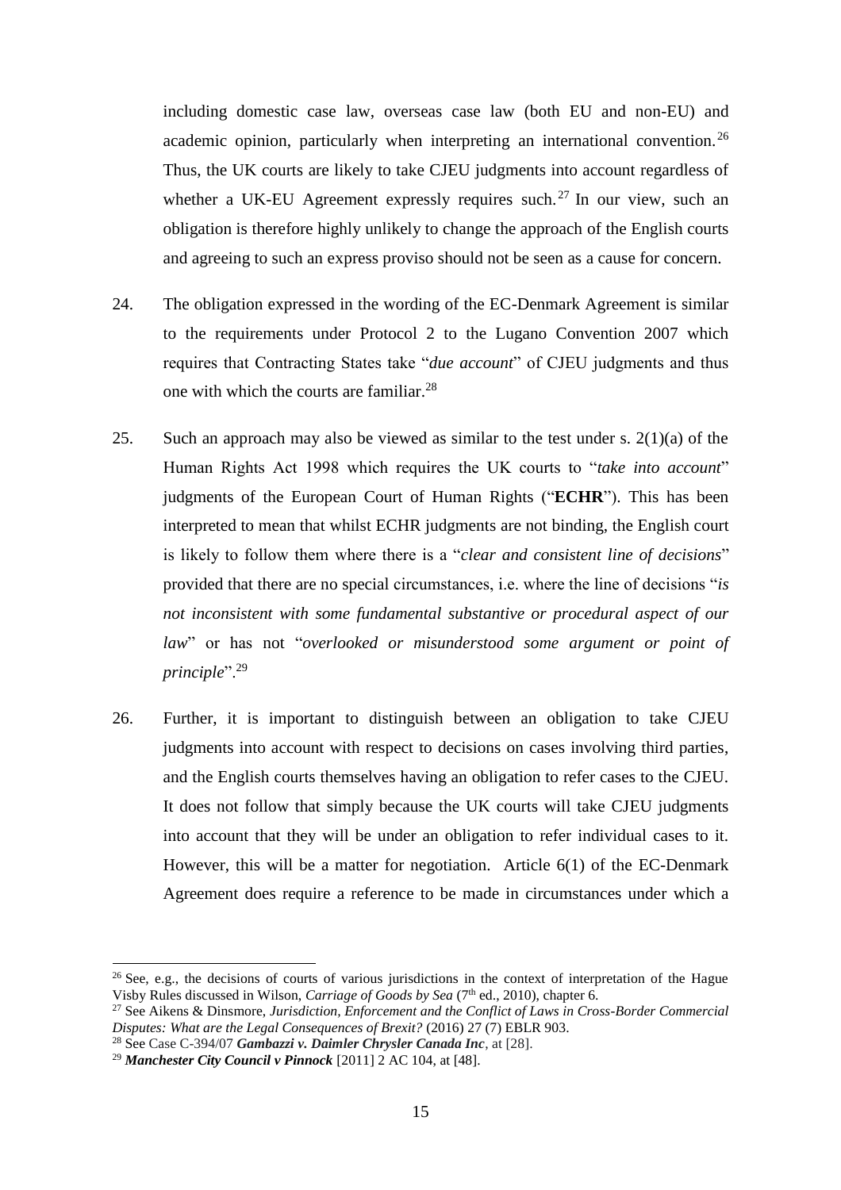including domestic case law, overseas case law (both EU and non-EU) and academic opinion, particularly when interpreting an international convention.[26] Thus, the UK courts are likely to take CJEU judgments into account regardless of whether a UK-EU Agreement expressly requires such.[27] In our view, such an obligation is therefore highly unlikely to change the approach of the English courts and agreeing to such an express proviso should not be seen as a cause for concern.

24. The obligation expressed in the wording of the EC-Denmark Agreement is similar to the requirements under Protocol 2 to the Lugano Convention 2007 which requires that Contracting States take "*due account*" of CJEU judgments and thus one with which the courts are familiar.[28]

25. Such an approach may also be viewed as similar to the test under s. 2(1)(a) of the Human Rights Act 1998 which requires the UK courts to "*take into account*" judgments of the European Court of Human Rights ("**ECHR**"). This has been interpreted to mean that whilst ECHR judgments are not binding, the English court is likely to follow them where there is a "*clear and consistent line of decisions*" provided that there are no special circumstances, i.e. where the line of decisions "*is not inconsistent with some fundamental substantive or procedural aspect of our law*" or has not "*overlooked or misunderstood some argument or point of principle*".[29]

26. Further, it is important to distinguish between an obligation to take CJEU judgments into account with respect to decisions on cases involving third parties, and the English courts themselves having an obligation to refer cases to the CJEU. It does not follow that simply because the UK courts will take CJEU judgments into account that they will be under an obligation to refer individual cases to it. However, this will be a matter for negotiation. Article 6(1) of the EC-Denmark Agreement does require a reference to be made in circumstances under which a

---

[26] See, e.g., the decisions of courts of various jurisdictions in the context of interpretation of the Hague Visby Rules discussed in Wilson, *Carriage of Goods by Sea* (7th ed., 2010), chapter 6.

[27] See Aikens & Dinsmore, *Jurisdiction, Enforcement and the Conflict of Laws in Cross-Border Commercial Disputes: What are the Legal Consequences of Brexit?* (2016) 27 (7) EBLR 903.

[28] See Case C-394/07 ***Gambazzi v. Daimler Chrysler Canada Inc***, at [28].

[29] ***Manchester City Council v Pinnock*** [2011] 2 AC 104, at [48].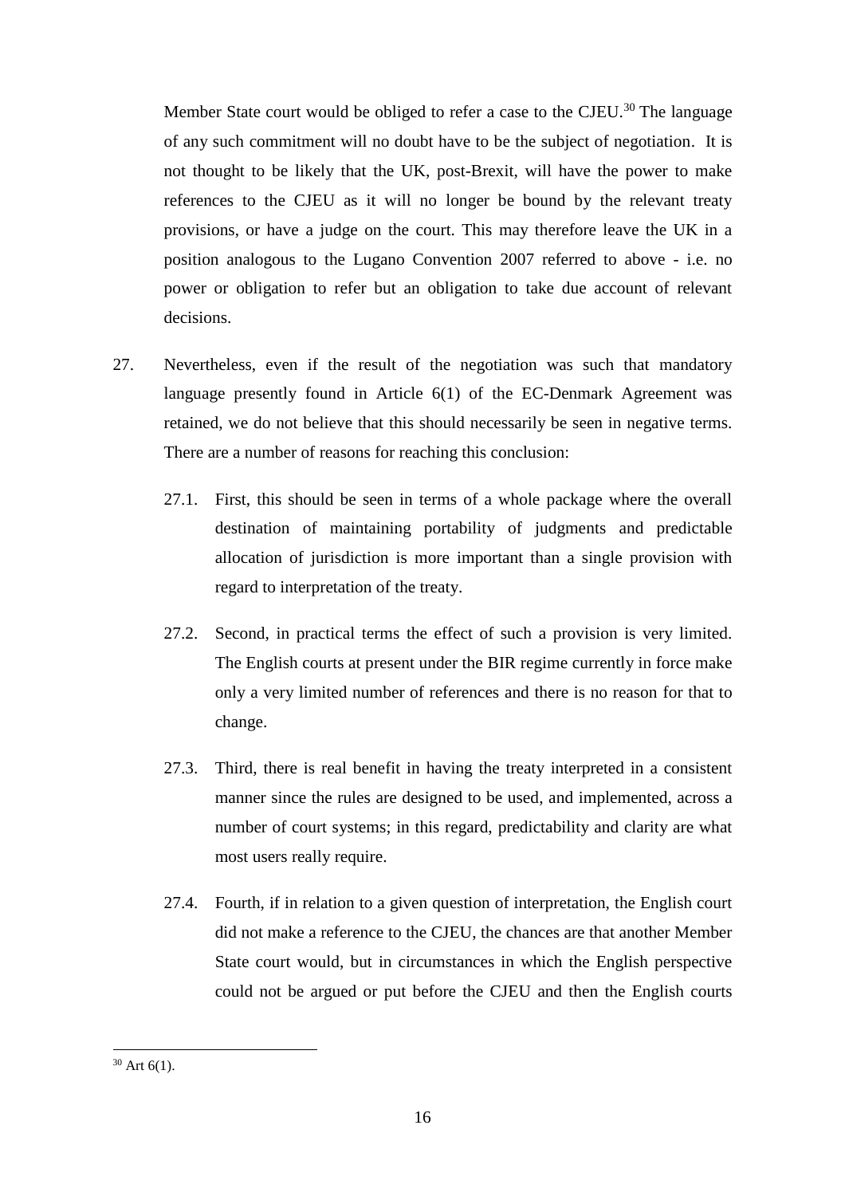Member State court would be obliged to refer a case to the CJEU.[30] The language of any such commitment will no doubt have to be the subject of negotiation. It is not thought to be likely that the UK, post-Brexit, will have the power to make references to the CJEU as it will no longer be bound by the relevant treaty provisions, or have a judge on the court. This may therefore leave the UK in a position analogous to the Lugano Convention 2007 referred to above - i.e. no power or obligation to refer but an obligation to take due account of relevant decisions.

27. Nevertheless, even if the result of the negotiation was such that mandatory language presently found in Article 6(1) of the EC-Denmark Agreement was retained, we do not believe that this should necessarily be seen in negative terms. There are a number of reasons for reaching this conclusion:

    27.1. First, this should be seen in terms of a whole package where the overall destination of maintaining portability of judgments and predictable allocation of jurisdiction is more important than a single provision with regard to interpretation of the treaty.

    27.2. Second, in practical terms the effect of such a provision is very limited. The English courts at present under the BIR regime currently in force make only a very limited number of references and there is no reason for that to change.

    27.3. Third, there is real benefit in having the treaty interpreted in a consistent manner since the rules are designed to be used, and implemented, across a number of court systems; in this regard, predictability and clarity are what most users really require.

    27.4. Fourth, if in relation to a given question of interpretation, the English court did not make a reference to the CJEU, the chances are that another Member State court would, but in circumstances in which the English perspective could not be argued or put before the CJEU and then the English courts

---

[30] Art 6(1).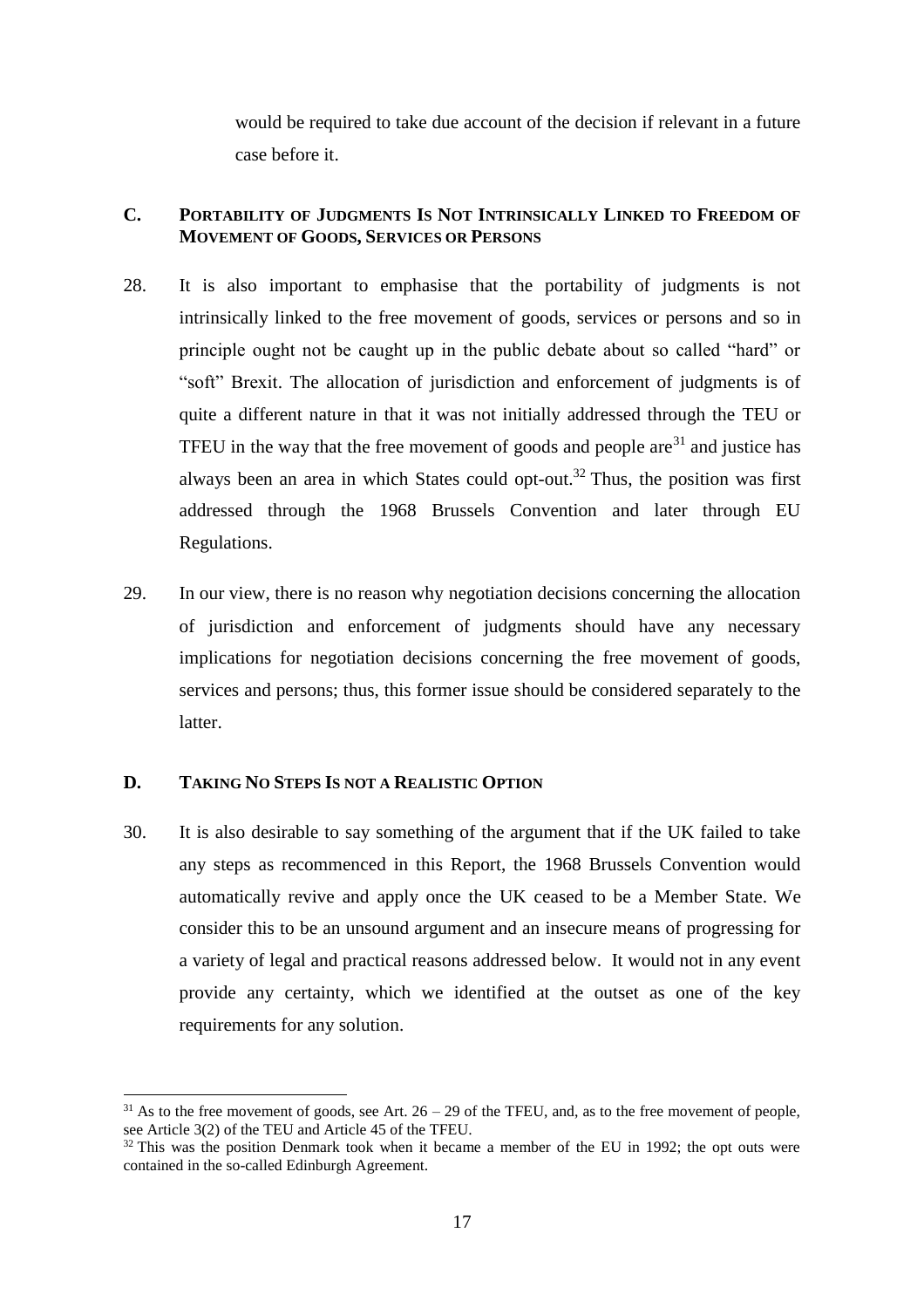would be required to take due account of the decision if relevant in a future case before it.

## C. Portability of Judgments Is Not Intrinsically Linked to Freedom of Movement of Goods, Services or Persons

28. It is also important to emphasise that the portability of judgments is not intrinsically linked to the free movement of goods, services or persons and so in principle ought not be caught up in the public debate about so called "hard" or "soft" Brexit. The allocation of jurisdiction and enforcement of judgments is of quite a different nature in that it was not initially addressed through the TEU or TFEU in the way that the free movement of goods and people are[31] and justice has always been an area in which States could opt-out.[32] Thus, the position was first addressed through the 1968 Brussels Convention and later through EU Regulations.

29. In our view, there is no reason why negotiation decisions concerning the allocation of jurisdiction and enforcement of judgments should have any necessary implications for negotiation decisions concerning the free movement of goods, services and persons; thus, this former issue should be considered separately to the latter.

## D. Taking No Steps Is not a Realistic Option

30. It is also desirable to say something of the argument that if the UK failed to take any steps as recommenced in this Report, the 1968 Brussels Convention would automatically revive and apply once the UK ceased to be a Member State. We consider this to be an unsound argument and an insecure means of progressing for a variety of legal and practical reasons addressed below. It would not in any event provide any certainty, which we identified at the outset as one of the key requirements for any solution.

---

[31] As to the free movement of goods, see Art. 26 – 29 of the TFEU, and, as to the free movement of people, see Article 3(2) of the TEU and Article 45 of the TFEU.

[32] This was the position Denmark took when it became a member of the EU in 1992; the opt outs were contained in the so-called Edinburgh Agreement.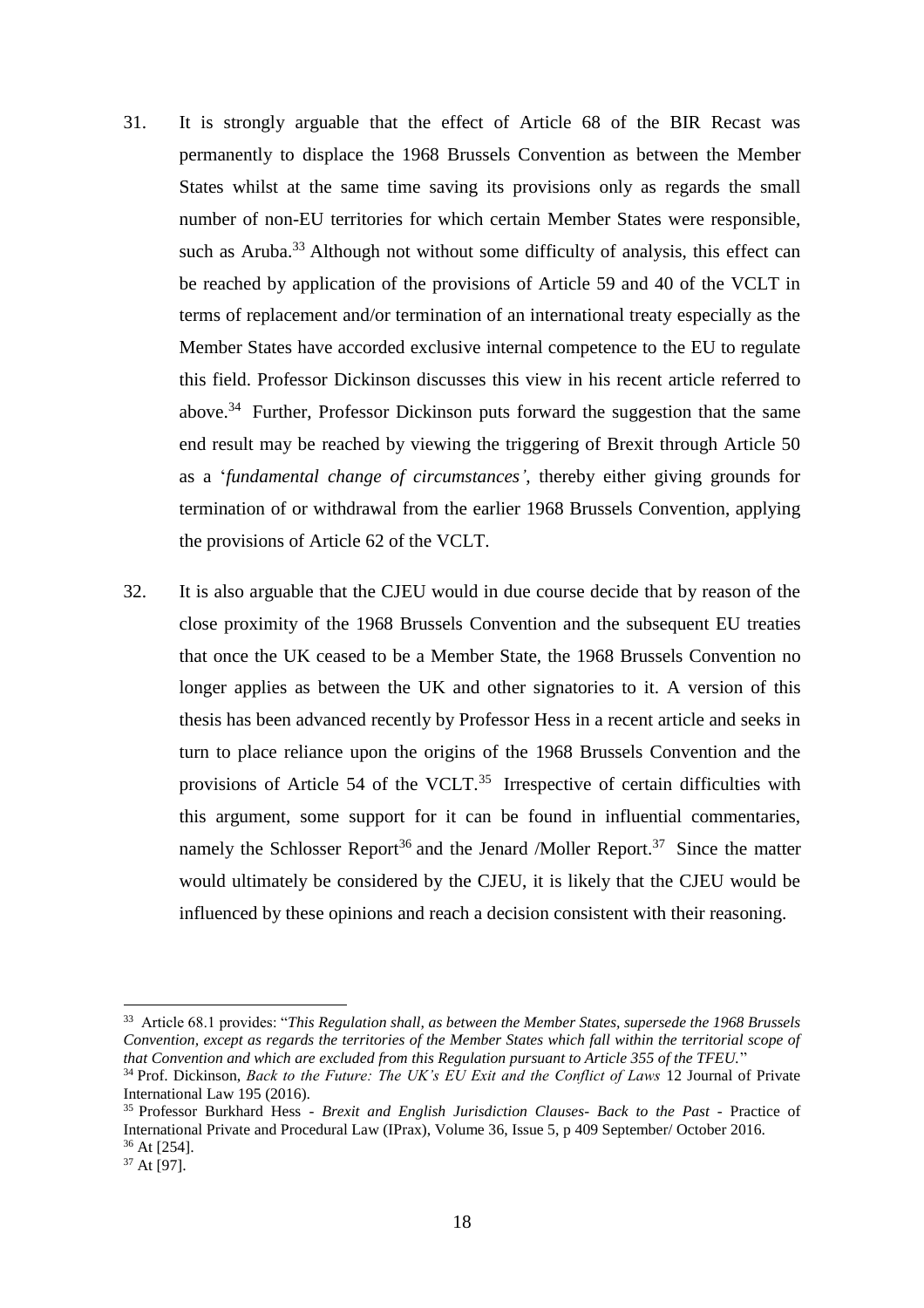31. It is strongly arguable that the effect of Article 68 of the BIR Recast was permanently to displace the 1968 Brussels Convention as between the Member States whilst at the same time saving its provisions only as regards the small number of non-EU territories for which certain Member States were responsible, such as Aruba.[33] Although not without some difficulty of analysis, this effect can be reached by application of the provisions of Article 59 and 40 of the VCLT in terms of replacement and/or termination of an international treaty especially as the Member States have accorded exclusive internal competence to the EU to regulate this field. Professor Dickinson discusses this view in his recent article referred to above.[34] Further, Professor Dickinson puts forward the suggestion that the same end result may be reached by viewing the triggering of Brexit through Article 50 as a '*fundamental change of circumstances'*, thereby either giving grounds for termination of or withdrawal from the earlier 1968 Brussels Convention, applying the provisions of Article 62 of the VCLT.

32. It is also arguable that the CJEU would in due course decide that by reason of the close proximity of the 1968 Brussels Convention and the subsequent EU treaties that once the UK ceased to be a Member State, the 1968 Brussels Convention no longer applies as between the UK and other signatories to it. A version of this thesis has been advanced recently by Professor Hess in a recent article and seeks in turn to place reliance upon the origins of the 1968 Brussels Convention and the provisions of Article 54 of the VCLT.[35] Irrespective of certain difficulties with this argument, some support for it can be found in influential commentaries, namely the Schlosser Report[36] and the Jenard /Moller Report.[37] Since the matter would ultimately be considered by the CJEU, it is likely that the CJEU would be influenced by these opinions and reach a decision consistent with their reasoning.

---

[33] Article 68.1 provides: "*This Regulation shall, as between the Member States, supersede the 1968 Brussels Convention, except as regards the territories of the Member States which fall within the territorial scope of that Convention and which are excluded from this Regulation pursuant to Article 355 of the TFEU.*"

[34] Prof. Dickinson, *Back to the Future: The UK's EU Exit and the Conflict of Laws* 12 Journal of Private International Law 195 (2016).

[35] Professor Burkhard Hess - *Brexit and English Jurisdiction Clauses- Back to the Past* - Practice of International Private and Procedural Law (IPrax), Volume 36, Issue 5, p 409 September/ October 2016.

[36] At [254].

[37] At [97].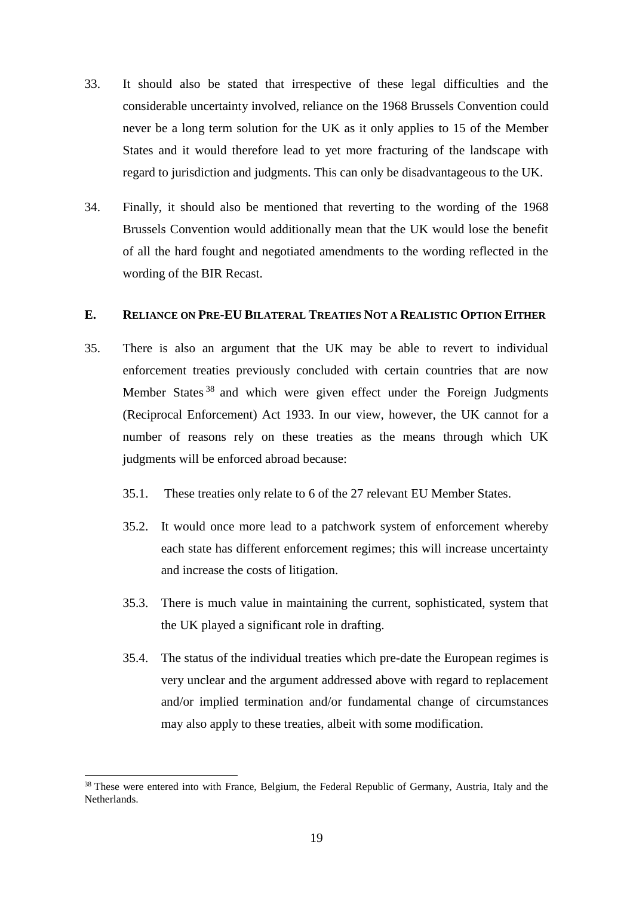33. It should also be stated that irrespective of these legal difficulties and the considerable uncertainty involved, reliance on the 1968 Brussels Convention could never be a long term solution for the UK as it only applies to 15 of the Member States and it would therefore lead to yet more fracturing of the landscape with regard to jurisdiction and judgments. This can only be disadvantageous to the UK.

34. Finally, it should also be mentioned that reverting to the wording of the 1968 Brussels Convention would additionally mean that the UK would lose the benefit of all the hard fought and negotiated amendments to the wording reflected in the wording of the BIR Recast.

## E. Reliance on Pre-EU Bilateral Treaties Not a Realistic Option Either

35. There is also an argument that the UK may be able to revert to individual enforcement treaties previously concluded with certain countries that are now Member States[38] and which were given effect under the Foreign Judgments (Reciprocal Enforcement) Act 1933. In our view, however, the UK cannot for a number of reasons rely on these treaties as the means through which UK judgments will be enforced abroad because:

    35.1. These treaties only relate to 6 of the 27 relevant EU Member States.

    35.2. It would once more lead to a patchwork system of enforcement whereby each state has different enforcement regimes; this will increase uncertainty and increase the costs of litigation.

    35.3. There is much value in maintaining the current, sophisticated, system that the UK played a significant role in drafting.

    35.4. The status of the individual treaties which pre-date the European regimes is very unclear and the argument addressed above with regard to replacement and/or implied termination and/or fundamental change of circumstances may also apply to these treaties, albeit with some modification.

---

[38] These were entered into with France, Belgium, the Federal Republic of Germany, Austria, Italy and the Netherlands.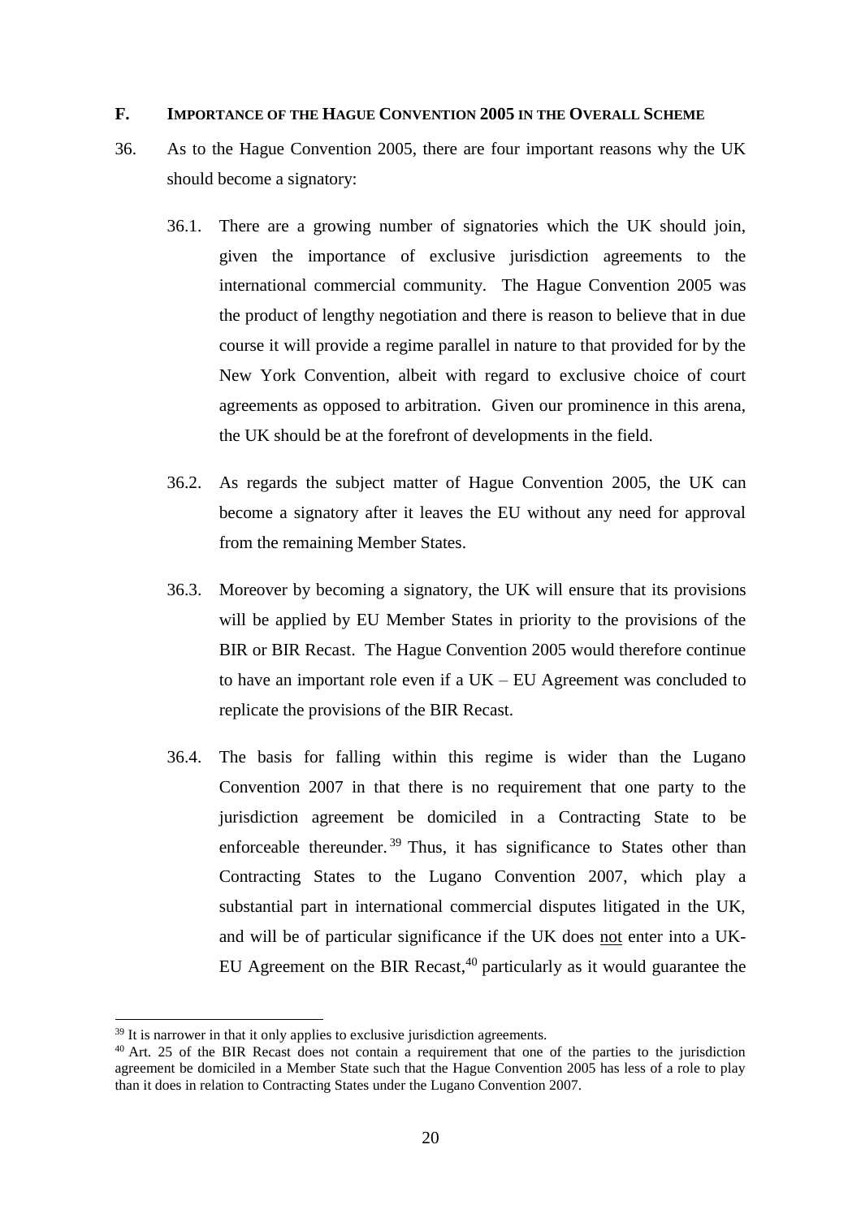## F. IMPORTANCE OF THE HAGUE CONVENTION 2005 IN THE OVERALL SCHEME

36. As to the Hague Convention 2005, there are four important reasons why the UK should become a signatory:

    36.1. There are a growing number of signatories which the UK should join, given the importance of exclusive jurisdiction agreements to the international commercial community. The Hague Convention 2005 was the product of lengthy negotiation and there is reason to believe that in due course it will provide a regime parallel in nature to that provided for by the New York Convention, albeit with regard to exclusive choice of court agreements as opposed to arbitration. Given our prominence in this arena, the UK should be at the forefront of developments in the field.

    36.2. As regards the subject matter of Hague Convention 2005, the UK can become a signatory after it leaves the EU without any need for approval from the remaining Member States.

    36.3. Moreover by becoming a signatory, the UK will ensure that its provisions will be applied by EU Member States in priority to the provisions of the BIR or BIR Recast. The Hague Convention 2005 would therefore continue to have an important role even if a UK – EU Agreement was concluded to replicate the provisions of the BIR Recast.

    36.4. The basis for falling within this regime is wider than the Lugano Convention 2007 in that there is no requirement that one party to the jurisdiction agreement be domiciled in a Contracting State to be enforceable thereunder.[39] Thus, it has significance to States other than Contracting States to the Lugano Convention 2007, which play a substantial part in international commercial disputes litigated in the UK, and will be of particular significance if the UK does <u>not</u> enter into a UK-EU Agreement on the BIR Recast,[40] particularly as it would guarantee the

---

[39] It is narrower in that it only applies to exclusive jurisdiction agreements.

[40] Art. 25 of the BIR Recast does not contain a requirement that one of the parties to the jurisdiction agreement be domiciled in a Member State such that the Hague Convention 2005 has less of a role to play than it does in relation to Contracting States under the Lugano Convention 2007.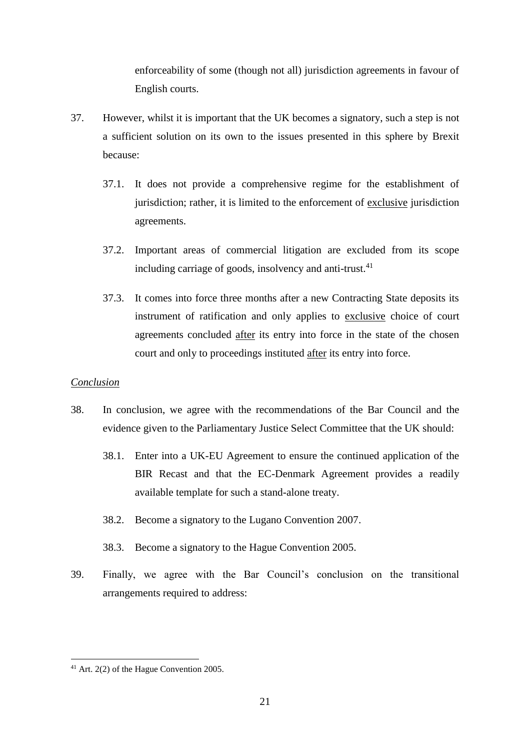enforceability of some (though not all) jurisdiction agreements in favour of English courts.

37. However, whilst it is important that the UK becomes a signatory, such a step is not a sufficient solution on its own to the issues presented in this sphere by Brexit because:

    37.1. It does not provide a comprehensive regime for the establishment of jurisdiction; rather, it is limited to the enforcement of exclusive jurisdiction agreements.

    37.2. Important areas of commercial litigation are excluded from its scope including carriage of goods, insolvency and anti-trust.[41]

    37.3. It comes into force three months after a new Contracting State deposits its instrument of ratification and only applies to exclusive choice of court agreements concluded after its entry into force in the state of the chosen court and only to proceedings instituted after its entry into force.

*Conclusion*

38. In conclusion, we agree with the recommendations of the Bar Council and the evidence given to the Parliamentary Justice Select Committee that the UK should:

    38.1. Enter into a UK-EU Agreement to ensure the continued application of the BIR Recast and that the EC-Denmark Agreement provides a readily available template for such a stand-alone treaty.

    38.2. Become a signatory to the Lugano Convention 2007.

    38.3. Become a signatory to the Hague Convention 2005.

39. Finally, we agree with the Bar Council's conclusion on the transitional arrangements required to address:

---

[41] Art. 2(2) of the Hague Convention 2005.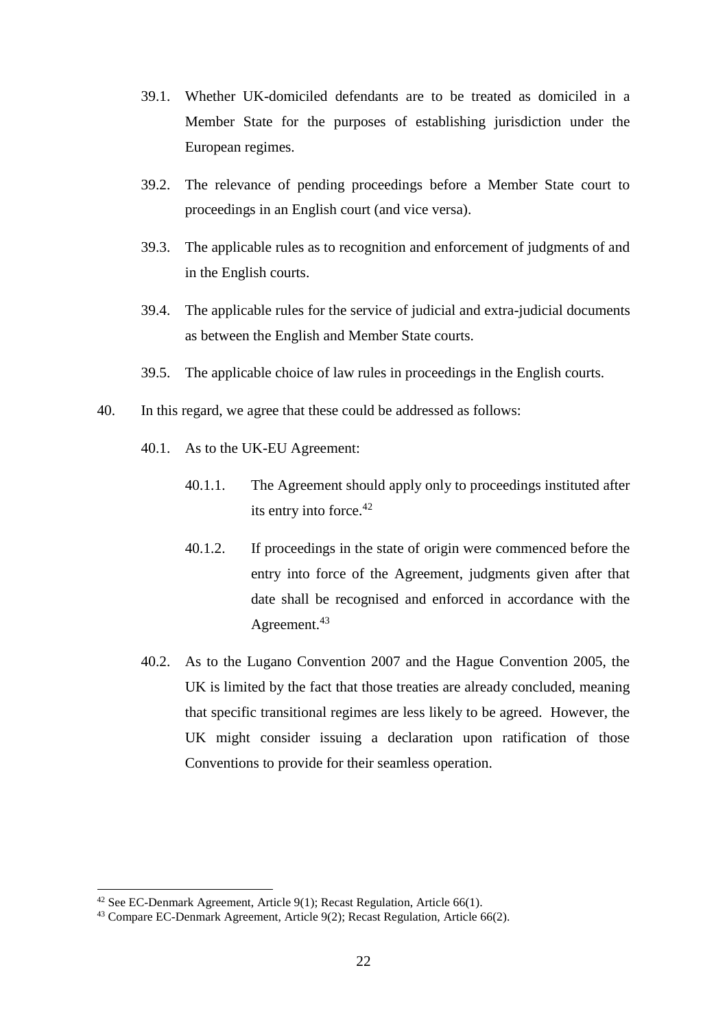39.1. Whether UK-domiciled defendants are to be treated as domiciled in a Member State for the purposes of establishing jurisdiction under the European regimes.

39.2. The relevance of pending proceedings before a Member State court to proceedings in an English court (and vice versa).

39.3. The applicable rules as to recognition and enforcement of judgments of and in the English courts.

39.4. The applicable rules for the service of judicial and extra-judicial documents as between the English and Member State courts.

39.5. The applicable choice of law rules in proceedings in the English courts.

40. In this regard, we agree that these could be addressed as follows:

40.1. As to the UK-EU Agreement:

40.1.1. The Agreement should apply only to proceedings instituted after its entry into force.[42]

40.1.2. If proceedings in the state of origin were commenced before the entry into force of the Agreement, judgments given after that date shall be recognised and enforced in accordance with the Agreement.[43]

40.2. As to the Lugano Convention 2007 and the Hague Convention 2005, the UK is limited by the fact that those treaties are already concluded, meaning that specific transitional regimes are less likely to be agreed. However, the UK might consider issuing a declaration upon ratification of those Conventions to provide for their seamless operation.

---

[42] See EC-Denmark Agreement, Article 9(1); Recast Regulation, Article 66(1).

[43] Compare EC-Denmark Agreement, Article 9(2); Recast Regulation, Article 66(2).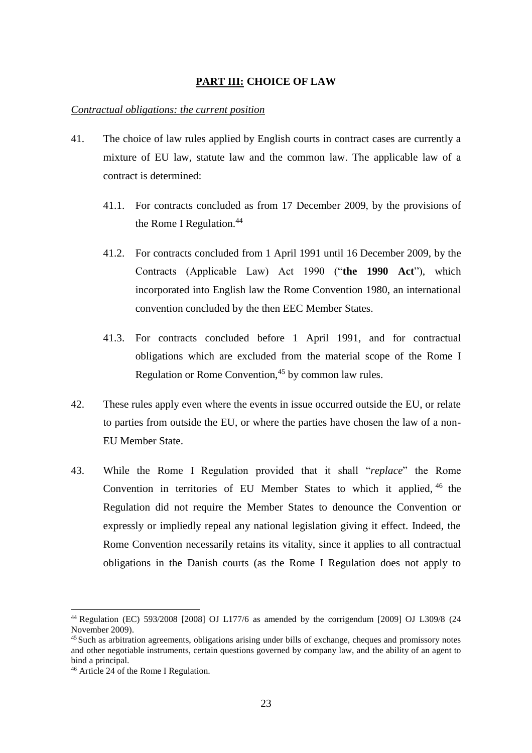## **PART III:** CHOICE OF LAW

*Contractual obligations: the current position*

41. The choice of law rules applied by English courts in contract cases are currently a mixture of EU law, statute law and the common law. The applicable law of a contract is determined:

    41.1. For contracts concluded as from 17 December 2009, by the provisions of the Rome I Regulation.[44]

    41.2. For contracts concluded from 1 April 1991 until 16 December 2009, by the Contracts (Applicable Law) Act 1990 ("**the 1990 Act**"), which incorporated into English law the Rome Convention 1980, an international convention concluded by the then EEC Member States.

    41.3. For contracts concluded before 1 April 1991, and for contractual obligations which are excluded from the material scope of the Rome I Regulation or Rome Convention,[45] by common law rules.

42. These rules apply even where the events in issue occurred outside the EU, or relate to parties from outside the EU, or where the parties have chosen the law of a non-EU Member State.

43. While the Rome I Regulation provided that it shall "*replace*" the Rome Convention in territories of EU Member States to which it applied,[46] the Regulation did not require the Member States to denounce the Convention or expressly or impliedly repeal any national legislation giving it effect. Indeed, the Rome Convention necessarily retains its vitality, since it applies to all contractual obligations in the Danish courts (as the Rome I Regulation does not apply to

---

[44] Regulation (EC) 593/2008 [2008] OJ L177/6 as amended by the corrigendum [2009] OJ L309/8 (24 November 2009).

[45] Such as arbitration agreements, obligations arising under bills of exchange, cheques and promissory notes and other negotiable instruments, certain questions governed by company law, and the ability of an agent to bind a principal.

[46] Article 24 of the Rome I Regulation.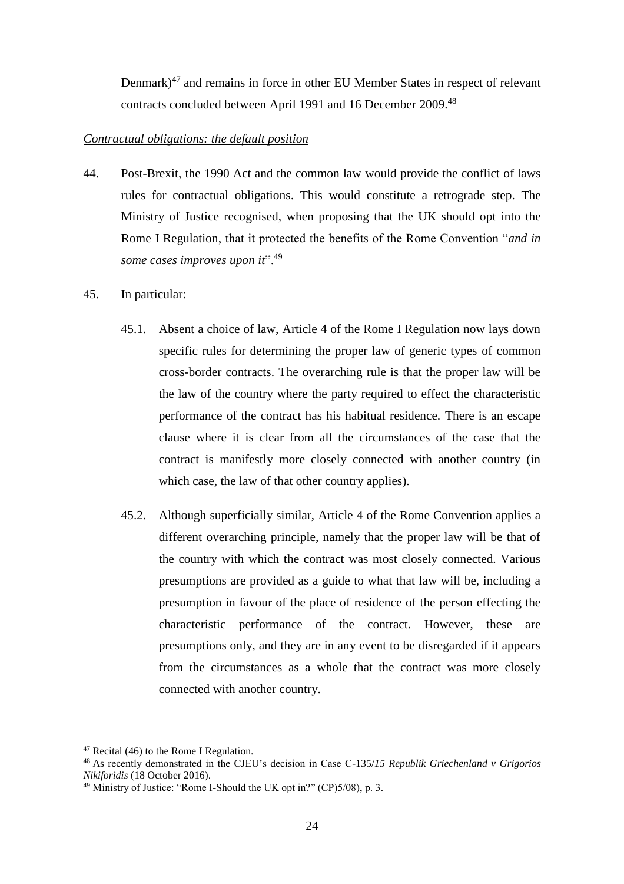Denmark)[47] and remains in force in other EU Member States in respect of relevant contracts concluded between April 1991 and 16 December 2009.[48]

*Contractual obligations: the default position*

44. Post-Brexit, the 1990 Act and the common law would provide the conflict of laws rules for contractual obligations. This would constitute a retrograde step. The Ministry of Justice recognised, when proposing that the UK should opt into the Rome I Regulation, that it protected the benefits of the Rome Convention "*and in some cases improves upon it*".[49]

45. In particular:

    45.1. Absent a choice of law, Article 4 of the Rome I Regulation now lays down specific rules for determining the proper law of generic types of common cross-border contracts. The overarching rule is that the proper law will be the law of the country where the party required to effect the characteristic performance of the contract has his habitual residence. There is an escape clause where it is clear from all the circumstances of the case that the contract is manifestly more closely connected with another country (in which case, the law of that other country applies).

    45.2. Although superficially similar, Article 4 of the Rome Convention applies a different overarching principle, namely that the proper law will be that of the country with which the contract was most closely connected. Various presumptions are provided as a guide to what that law will be, including a presumption in favour of the place of residence of the person effecting the characteristic performance of the contract. However, these are presumptions only, and they are in any event to be disregarded if it appears from the circumstances as a whole that the contract was more closely connected with another country.

---

[47] Recital (46) to the Rome I Regulation.

[48] As recently demonstrated in the CJEU's decision in Case C-135/*15 Republik Griechenland v Grigorios Nikiforidis* (18 October 2016).

[49] Ministry of Justice: "Rome I-Should the UK opt in?" (CP)5/08), p. 3.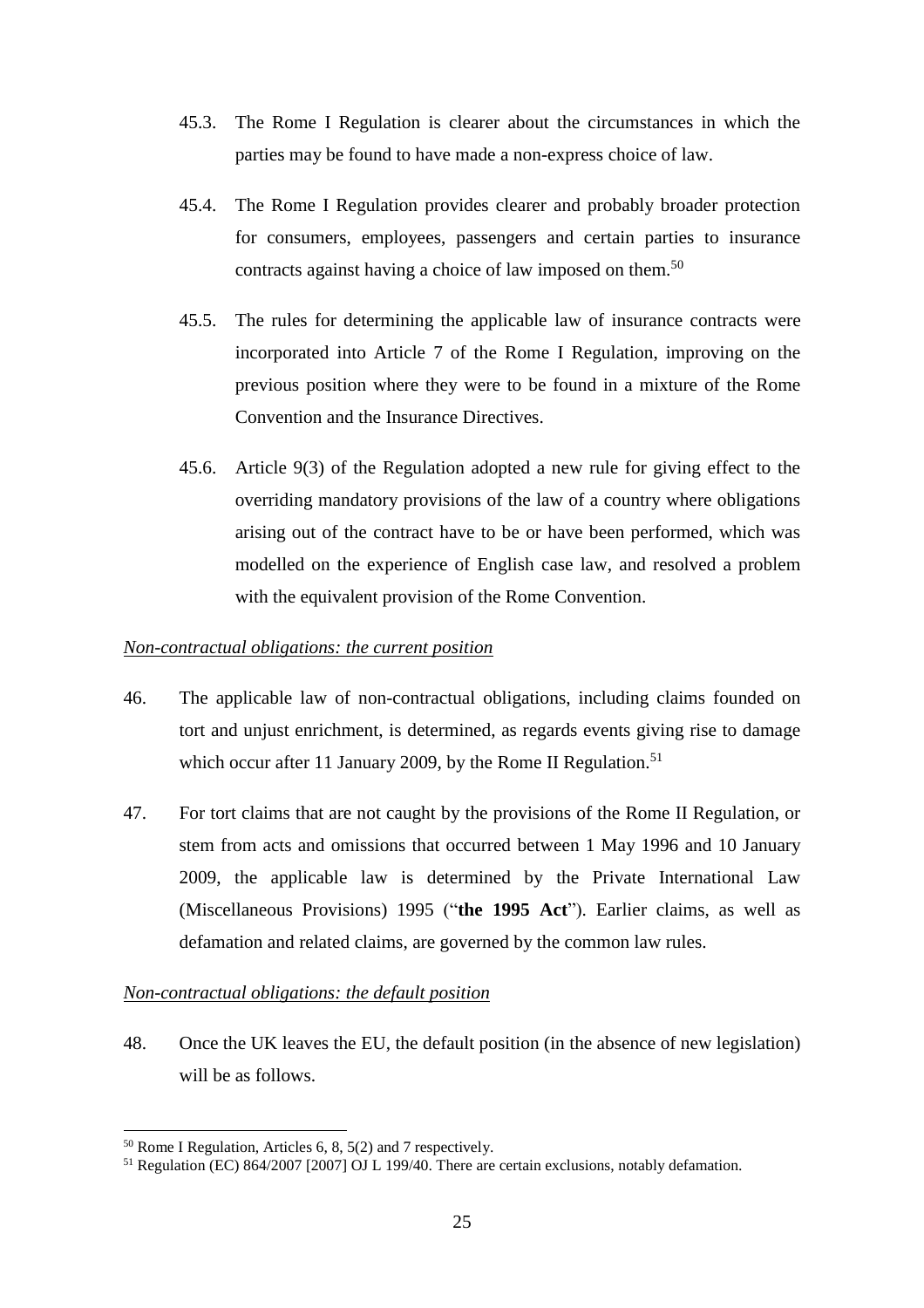45.3. The Rome I Regulation is clearer about the circumstances in which the parties may be found to have made a non-express choice of law.

45.4. The Rome I Regulation provides clearer and probably broader protection for consumers, employees, passengers and certain parties to insurance contracts against having a choice of law imposed on them.[50]

45.5. The rules for determining the applicable law of insurance contracts were incorporated into Article 7 of the Rome I Regulation, improving on the previous position where they were to be found in a mixture of the Rome Convention and the Insurance Directives.

45.6. Article 9(3) of the Regulation adopted a new rule for giving effect to the overriding mandatory provisions of the law of a country where obligations arising out of the contract have to be or have been performed, which was modelled on the experience of English case law, and resolved a problem with the equivalent provision of the Rome Convention.

*Non-contractual obligations: the current position*

46. The applicable law of non-contractual obligations, including claims founded on tort and unjust enrichment, is determined, as regards events giving rise to damage which occur after 11 January 2009, by the Rome II Regulation.[51]

47. For tort claims that are not caught by the provisions of the Rome II Regulation, or stem from acts and omissions that occurred between 1 May 1996 and 10 January 2009, the applicable law is determined by the Private International Law (Miscellaneous Provisions) 1995 ("**the 1995 Act**"). Earlier claims, as well as defamation and related claims, are governed by the common law rules.

*Non-contractual obligations: the default position*

48. Once the UK leaves the EU, the default position (in the absence of new legislation) will be as follows.

---

[50] Rome I Regulation, Articles 6, 8, 5(2) and 7 respectively.

[51] Regulation (EC) 864/2007 [2007] OJ L 199/40. There are certain exclusions, notably defamation.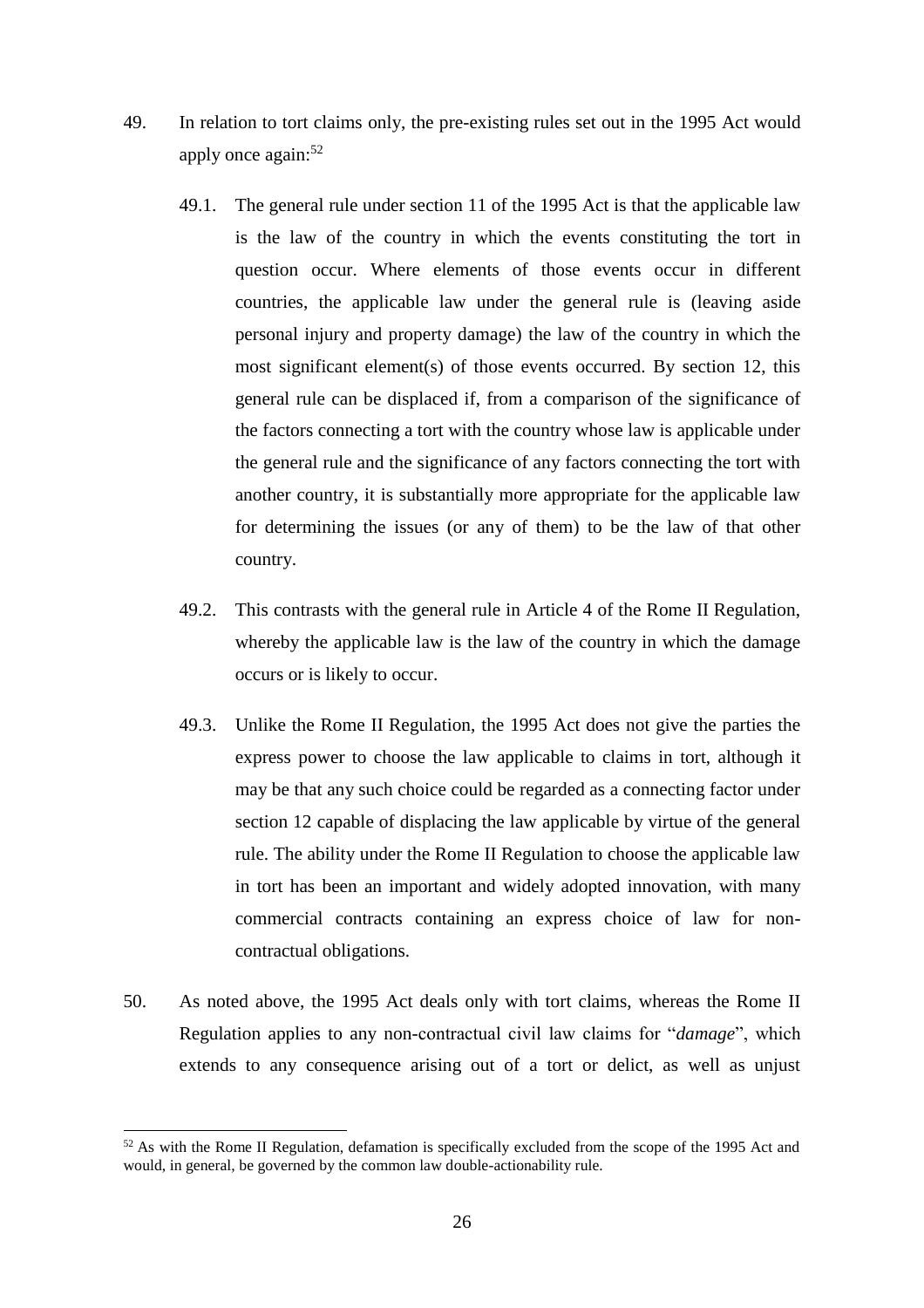49. In relation to tort claims only, the pre-existing rules set out in the 1995 Act would apply once again:[52]

    49.1. The general rule under section 11 of the 1995 Act is that the applicable law is the law of the country in which the events constituting the tort in question occur. Where elements of those events occur in different countries, the applicable law under the general rule is (leaving aside personal injury and property damage) the law of the country in which the most significant element(s) of those events occurred. By section 12, this general rule can be displaced if, from a comparison of the significance of the factors connecting a tort with the country whose law is applicable under the general rule and the significance of any factors connecting the tort with another country, it is substantially more appropriate for the applicable law for determining the issues (or any of them) to be the law of that other country.

    49.2. This contrasts with the general rule in Article 4 of the Rome II Regulation, whereby the applicable law is the law of the country in which the damage occurs or is likely to occur.

    49.3. Unlike the Rome II Regulation, the 1995 Act does not give the parties the express power to choose the law applicable to claims in tort, although it may be that any such choice could be regarded as a connecting factor under section 12 capable of displacing the law applicable by virtue of the general rule. The ability under the Rome II Regulation to choose the applicable law in tort has been an important and widely adopted innovation, with many commercial contracts containing an express choice of law for non-contractual obligations.

50. As noted above, the 1995 Act deals only with tort claims, whereas the Rome II Regulation applies to any non-contractual civil law claims for "*damage*", which extends to any consequence arising out of a tort or delict, as well as unjust

---

[52] As with the Rome II Regulation, defamation is specifically excluded from the scope of the 1995 Act and would, in general, be governed by the common law double-actionability rule.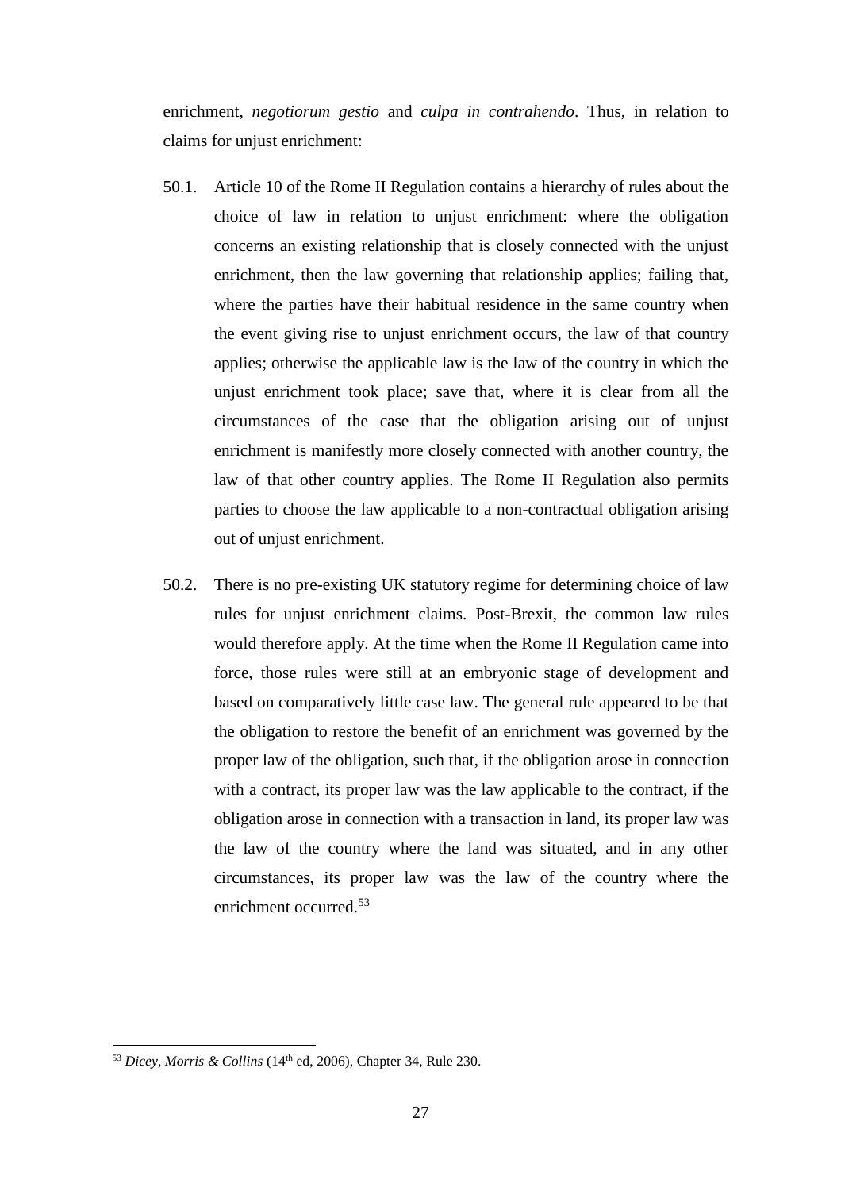enrichment, *negotiorum gestio* and *culpa in contrahendo*. Thus, in relation to claims for unjust enrichment:

50.1. Article 10 of the Rome II Regulation contains a hierarchy of rules about the choice of law in relation to unjust enrichment: where the obligation concerns an existing relationship that is closely connected with the unjust enrichment, then the law governing that relationship applies; failing that, where the parties have their habitual residence in the same country when the event giving rise to unjust enrichment occurs, the law of that country applies; otherwise the applicable law is the law of the country in which the unjust enrichment took place; save that, where it is clear from all the circumstances of the case that the obligation arising out of unjust enrichment is manifestly more closely connected with another country, the law of that other country applies. The Rome II Regulation also permits parties to choose the law applicable to a non-contractual obligation arising out of unjust enrichment.

50.2. There is no pre-existing UK statutory regime for determining choice of law rules for unjust enrichment claims. Post-Brexit, the common law rules would therefore apply. At the time when the Rome II Regulation came into force, those rules were still at an embryonic stage of development and based on comparatively little case law. The general rule appeared to be that the obligation to restore the benefit of an enrichment was governed by the proper law of the obligation, such that, if the obligation arose in connection with a contract, its proper law was the law applicable to the contract, if the obligation arose in connection with a transaction in land, its proper law was the law of the country where the land was situated, and in any other circumstances, its proper law was the law of the country where the enrichment occurred.[53]

---

[53] *Dicey, Morris & Collins* (14th ed, 2006), Chapter 34, Rule 230.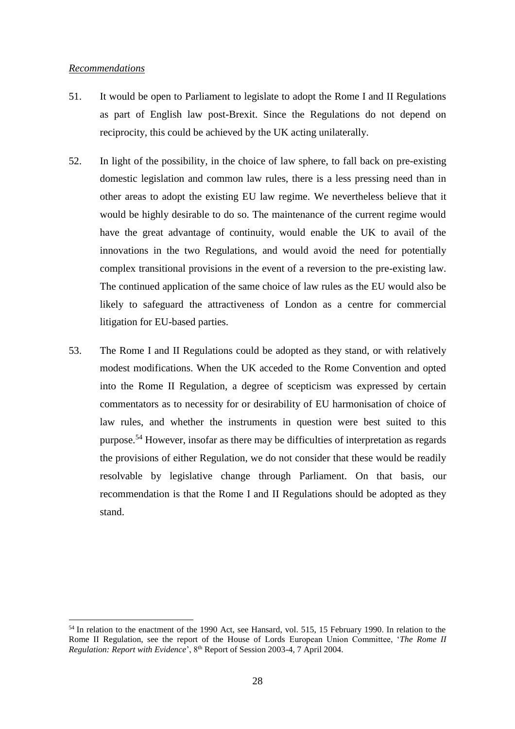*Recommendations*

51. It would be open to Parliament to legislate to adopt the Rome I and II Regulations as part of English law post-Brexit. Since the Regulations do not depend on reciprocity, this could be achieved by the UK acting unilaterally.

52. In light of the possibility, in the choice of law sphere, to fall back on pre-existing domestic legislation and common law rules, there is a less pressing need than in other areas to adopt the existing EU law regime. We nevertheless believe that it would be highly desirable to do so. The maintenance of the current regime would have the great advantage of continuity, would enable the UK to avail of the innovations in the two Regulations, and would avoid the need for potentially complex transitional provisions in the event of a reversion to the pre-existing law. The continued application of the same choice of law rules as the EU would also be likely to safeguard the attractiveness of London as a centre for commercial litigation for EU-based parties.

53. The Rome I and II Regulations could be adopted as they stand, or with relatively modest modifications. When the UK acceded to the Rome Convention and opted into the Rome II Regulation, a degree of scepticism was expressed by certain commentators as to necessity for or desirability of EU harmonisation of choice of law rules, and whether the instruments in question were best suited to this purpose.[54] However, insofar as there may be difficulties of interpretation as regards the provisions of either Regulation, we do not consider that these would be readily resolvable by legislative change through Parliament. On that basis, our recommendation is that the Rome I and II Regulations should be adopted as they stand.

[54] In relation to the enactment of the 1990 Act, see Hansard, vol. 515, 15 February 1990. In relation to the Rome II Regulation, see the report of the House of Lords European Union Committee, '*The Rome II Regulation: Report with Evidence*', 8th Report of Session 2003-4, 7 April 2004.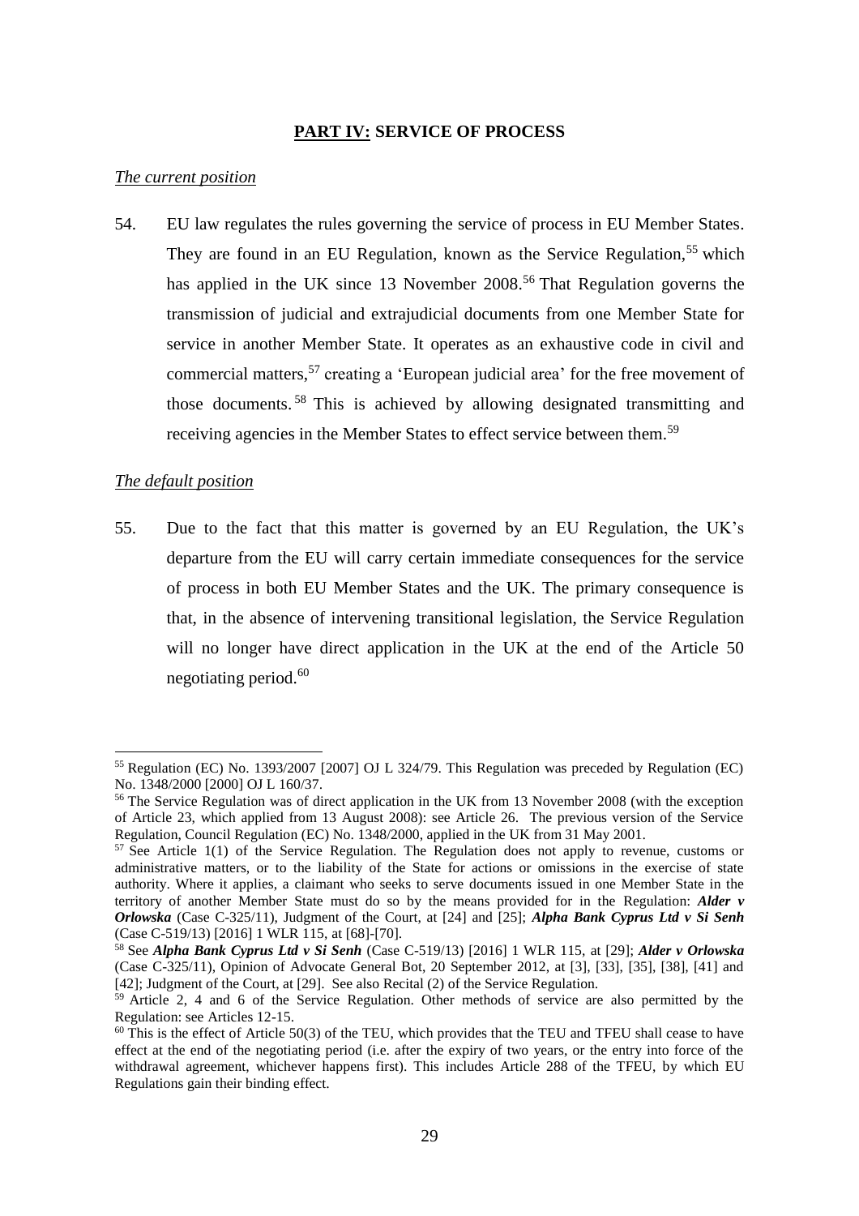## PART IV: SERVICE OF PROCESS

### *The current position*

54. EU law regulates the rules governing the service of process in EU Member States. They are found in an EU Regulation, known as the Service Regulation,[55] which has applied in the UK since 13 November 2008.[56] That Regulation governs the transmission of judicial and extrajudicial documents from one Member State for service in another Member State. It operates as an exhaustive code in civil and commercial matters,[57] creating a 'European judicial area' for the free movement of those documents.[58] This is achieved by allowing designated transmitting and receiving agencies in the Member States to effect service between them.[59]

### *The default position*

55. Due to the fact that this matter is governed by an EU Regulation, the UK's departure from the EU will carry certain immediate consequences for the service of process in both EU Member States and the UK. The primary consequence is that, in the absence of intervening transitional legislation, the Service Regulation will no longer have direct application in the UK at the end of the Article 50 negotiating period.[60]

---

[55] Regulation (EC) No. 1393/2007 [2007] OJ L 324/79. This Regulation was preceded by Regulation (EC) No. 1348/2000 [2000] OJ L 160/37.

[56] The Service Regulation was of direct application in the UK from 13 November 2008 (with the exception of Article 23, which applied from 13 August 2008): see Article 26. The previous version of the Service Regulation, Council Regulation (EC) No. 1348/2000, applied in the UK from 31 May 2001.

[57] See Article 1(1) of the Service Regulation. The Regulation does not apply to revenue, customs or administrative matters, or to the liability of the State for actions or omissions in the exercise of state authority. Where it applies, a claimant who seeks to serve documents issued in one Member State in the territory of another Member State must do so by the means provided for in the Regulation: ***Alder v Orlowska*** (Case C-325/11), Judgment of the Court, at [24] and [25]; ***Alpha Bank Cyprus Ltd v Si Senh*** (Case C-519/13) [2016] 1 WLR 115, at [68]-[70].

[58] See ***Alpha Bank Cyprus Ltd v Si Senh*** (Case C-519/13) [2016] 1 WLR 115, at [29]; ***Alder v Orlowska*** (Case C-325/11), Opinion of Advocate General Bot, 20 September 2012, at [3], [33], [35], [38], [41] and [42]; Judgment of the Court, at [29]. See also Recital (2) of the Service Regulation.

[59] Article 2, 4 and 6 of the Service Regulation. Other methods of service are also permitted by the Regulation: see Articles 12-15.

[60] This is the effect of Article 50(3) of the TEU, which provides that the TEU and TFEU shall cease to have effect at the end of the negotiating period (i.e. after the expiry of two years, or the entry into force of the withdrawal agreement, whichever happens first). This includes Article 288 of the TFEU, by which EU Regulations gain their binding effect.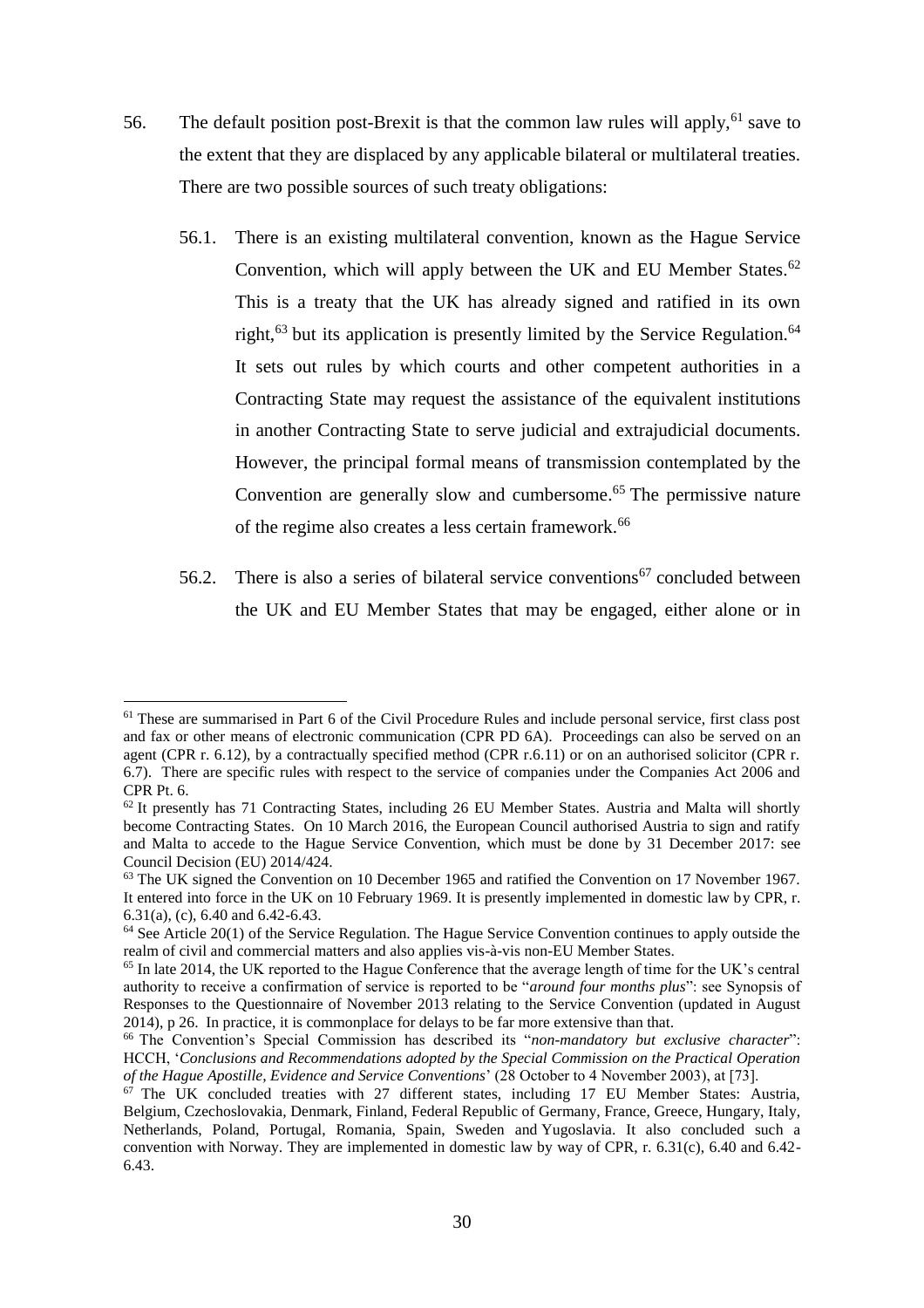56. The default position post-Brexit is that the common law rules will apply,[61] save to the extent that they are displaced by any applicable bilateral or multilateral treaties. There are two possible sources of such treaty obligations:

    56.1. There is an existing multilateral convention, known as the Hague Service Convention, which will apply between the UK and EU Member States.[62] This is a treaty that the UK has already signed and ratified in its own right,[63] but its application is presently limited by the Service Regulation.[64] It sets out rules by which courts and other competent authorities in a Contracting State may request the assistance of the equivalent institutions in another Contracting State to serve judicial and extrajudicial documents. However, the principal formal means of transmission contemplated by the Convention are generally slow and cumbersome.[65] The permissive nature of the regime also creates a less certain framework.[66]

    56.2. There is also a series of bilateral service conventions[67] concluded between the UK and EU Member States that may be engaged, either alone or in

---

[61] These are summarised in Part 6 of the Civil Procedure Rules and include personal service, first class post and fax or other means of electronic communication (CPR PD 6A). Proceedings can also be served on an agent (CPR r. 6.12), by a contractually specified method (CPR r.6.11) or on an authorised solicitor (CPR r. 6.7). There are specific rules with respect to the service of companies under the Companies Act 2006 and CPR Pt. 6.

[62] It presently has 71 Contracting States, including 26 EU Member States. Austria and Malta will shortly become Contracting States. On 10 March 2016, the European Council authorised Austria to sign and ratify and Malta to accede to the Hague Service Convention, which must be done by 31 December 2017: see Council Decision (EU) 2014/424.

[63] The UK signed the Convention on 10 December 1965 and ratified the Convention on 17 November 1967. It entered into force in the UK on 10 February 1969. It is presently implemented in domestic law by CPR, r. 6.31(a), (c), 6.40 and 6.42-6.43.

[64] See Article 20(1) of the Service Regulation. The Hague Service Convention continues to apply outside the realm of civil and commercial matters and also applies vis-à-vis non-EU Member States.

[65] In late 2014, the UK reported to the Hague Conference that the average length of time for the UK's central authority to receive a confirmation of service is reported to be "*around four months plus*": see Synopsis of Responses to the Questionnaire of November 2013 relating to the Service Convention (updated in August 2014), p 26. In practice, it is commonplace for delays to be far more extensive than that.

[66] The Convention's Special Commission has described its "*non-mandatory but exclusive character*": HCCH, '*Conclusions and Recommendations adopted by the Special Commission on the Practical Operation of the Hague Apostille, Evidence and Service Conventions*' (28 October to 4 November 2003), at [73].

[67] The UK concluded treaties with 27 different states, including 17 EU Member States: Austria, Belgium, Czechoslovakia, Denmark, Finland, Federal Republic of Germany, France, Greece, Hungary, Italy, Netherlands, Poland, Portugal, Romania, Spain, Sweden and Yugoslavia. It also concluded such a convention with Norway. They are implemented in domestic law by way of CPR, r. 6.31(c), 6.40 and 6.42-6.43.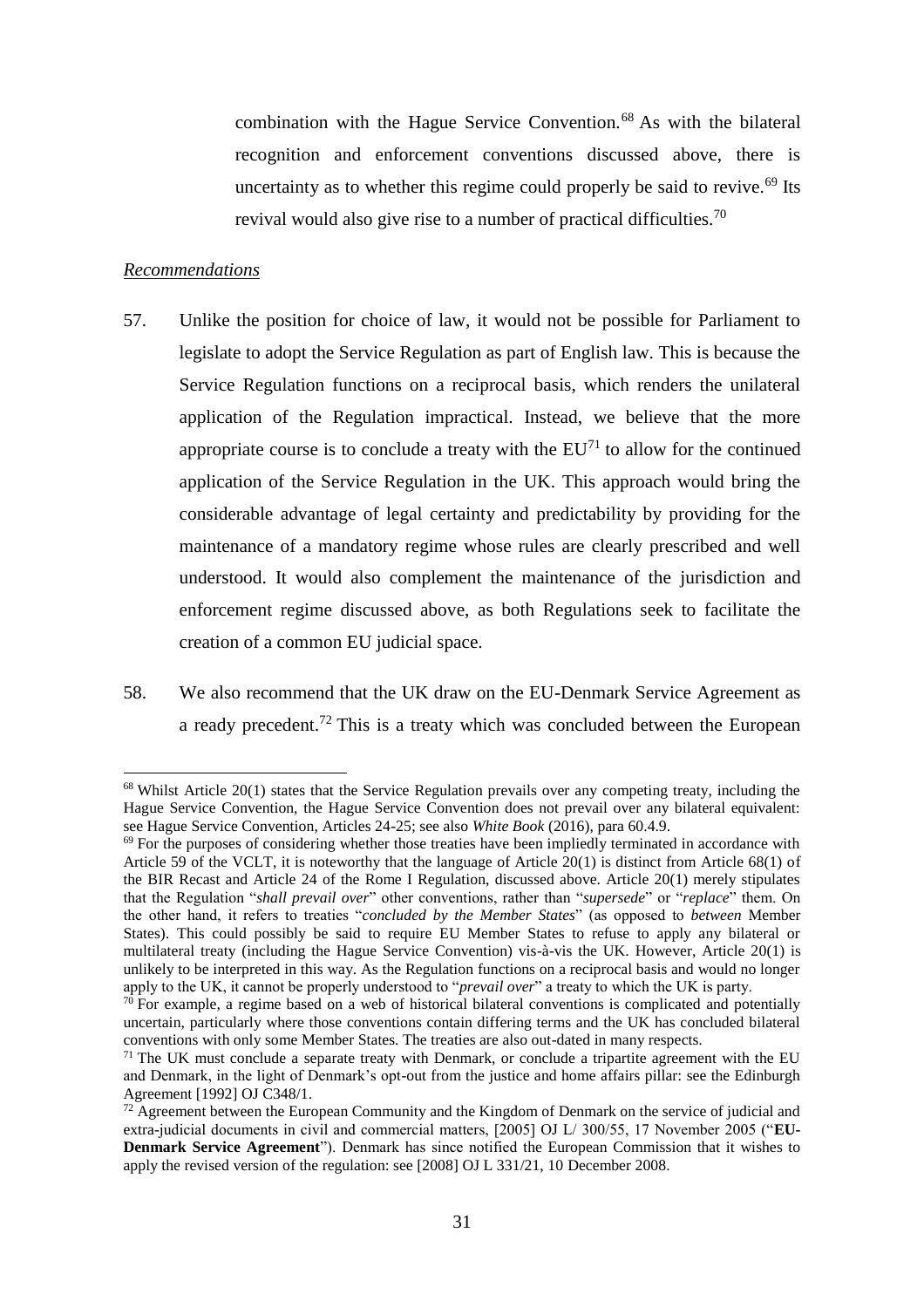combination with the Hague Service Convention.[68] As with the bilateral recognition and enforcement conventions discussed above, there is uncertainty as to whether this regime could properly be said to revive.[69] Its revival would also give rise to a number of practical difficulties.[70]

*Recommendations*

57. Unlike the position for choice of law, it would not be possible for Parliament to legislate to adopt the Service Regulation as part of English law. This is because the Service Regulation functions on a reciprocal basis, which renders the unilateral application of the Regulation impractical. Instead, we believe that the more appropriate course is to conclude a treaty with the EU[71] to allow for the continued application of the Service Regulation in the UK. This approach would bring the considerable advantage of legal certainty and predictability by providing for the maintenance of a mandatory regime whose rules are clearly prescribed and well understood. It would also complement the maintenance of the jurisdiction and enforcement regime discussed above, as both Regulations seek to facilitate the creation of a common EU judicial space.

58. We also recommend that the UK draw on the EU-Denmark Service Agreement as a ready precedent.[72] This is a treaty which was concluded between the European

---

[68] Whilst Article 20(1) states that the Service Regulation prevails over any competing treaty, including the Hague Service Convention, the Hague Service Convention does not prevail over any bilateral equivalent: see Hague Service Convention, Articles 24-25; see also *White Book* (2016), para 60.4.9.

[69] For the purposes of considering whether those treaties have been impliedly terminated in accordance with Article 59 of the VCLT, it is noteworthy that the language of Article 20(1) is distinct from Article 68(1) of the BIR Recast and Article 24 of the Rome I Regulation, discussed above. Article 20(1) merely stipulates that the Regulation "*shall prevail over*" other conventions, rather than "*supersede*" or "*replace*" them. On the other hand, it refers to treaties "*concluded by the Member States*" (as opposed to *between* Member States). This could possibly be said to require EU Member States to refuse to apply any bilateral or multilateral treaty (including the Hague Service Convention) vis-à-vis the UK. However, Article 20(1) is unlikely to be interpreted in this way. As the Regulation functions on a reciprocal basis and would no longer apply to the UK, it cannot be properly understood to "*prevail over*" a treaty to which the UK is party.

[70] For example, a regime based on a web of historical bilateral conventions is complicated and potentially uncertain, particularly where those conventions contain differing terms and the UK has concluded bilateral conventions with only some Member States. The treaties are also out-dated in many respects.

[71] The UK must conclude a separate treaty with Denmark, or conclude a tripartite agreement with the EU and Denmark, in the light of Denmark's opt-out from the justice and home affairs pillar: see the Edinburgh Agreement [1992] OJ C348/1.

[72] Agreement between the European Community and the Kingdom of Denmark on the service of judicial and extra-judicial documents in civil and commercial matters, [2005] OJ L/ 300/55, 17 November 2005 ("**EU-Denmark Service Agreement**"). Denmark has since notified the European Commission that it wishes to apply the revised version of the regulation: see [2008] OJ L 331/21, 10 December 2008.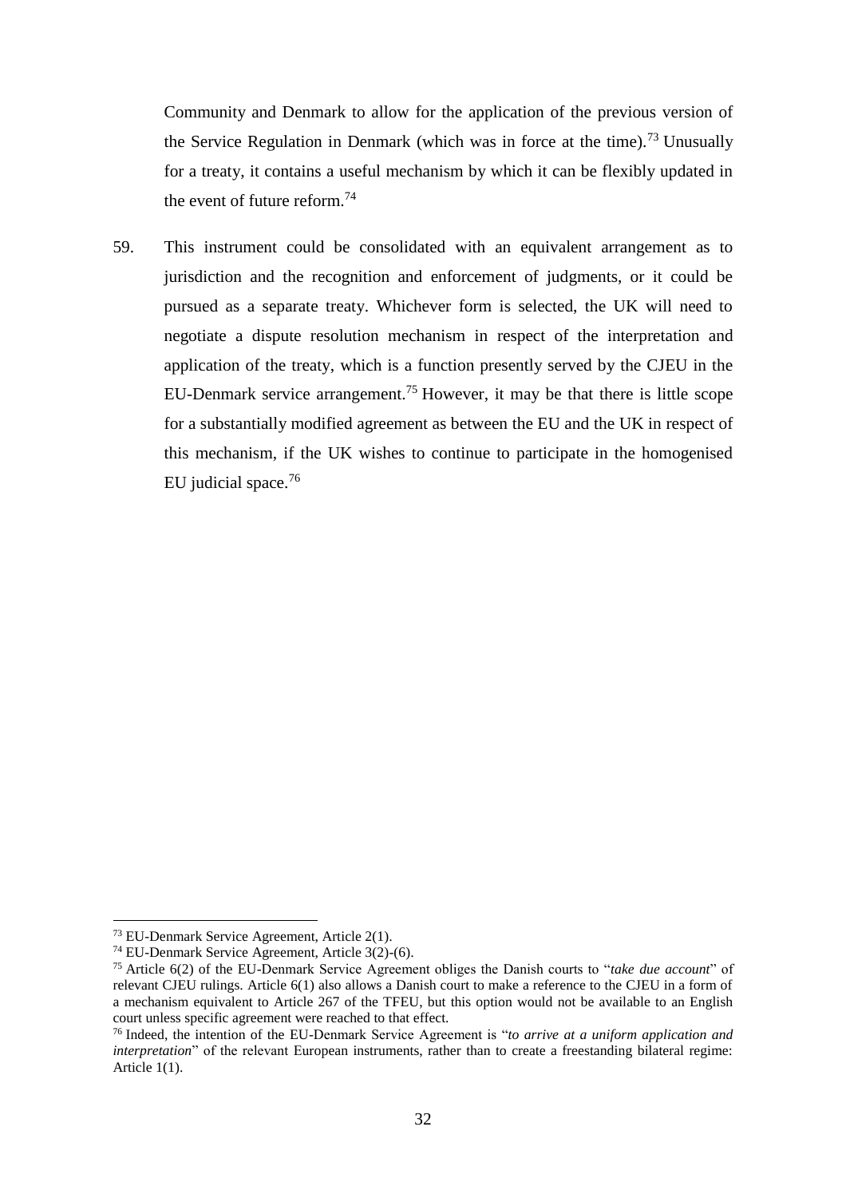Community and Denmark to allow for the application of the previous version of the Service Regulation in Denmark (which was in force at the time).[73] Unusually for a treaty, it contains a useful mechanism by which it can be flexibly updated in the event of future reform.[74]

59. This instrument could be consolidated with an equivalent arrangement as to jurisdiction and the recognition and enforcement of judgments, or it could be pursued as a separate treaty. Whichever form is selected, the UK will need to negotiate a dispute resolution mechanism in respect of the interpretation and application of the treaty, which is a function presently served by the CJEU in the EU-Denmark service arrangement.[75] However, it may be that there is little scope for a substantially modified agreement as between the EU and the UK in respect of this mechanism, if the UK wishes to continue to participate in the homogenised EU judicial space.[76]

---

[73] EU-Denmark Service Agreement, Article 2(1).

[74] EU-Denmark Service Agreement, Article 3(2)-(6).

[75] Article 6(2) of the EU-Denmark Service Agreement obliges the Danish courts to "*take due account*" of relevant CJEU rulings. Article 6(1) also allows a Danish court to make a reference to the CJEU in a form of a mechanism equivalent to Article 267 of the TFEU, but this option would not be available to an English court unless specific agreement were reached to that effect.

[76] Indeed, the intention of the EU-Denmark Service Agreement is "*to arrive at a uniform application and interpretation*" of the relevant European instruments, rather than to create a freestanding bilateral regime: Article 1(1).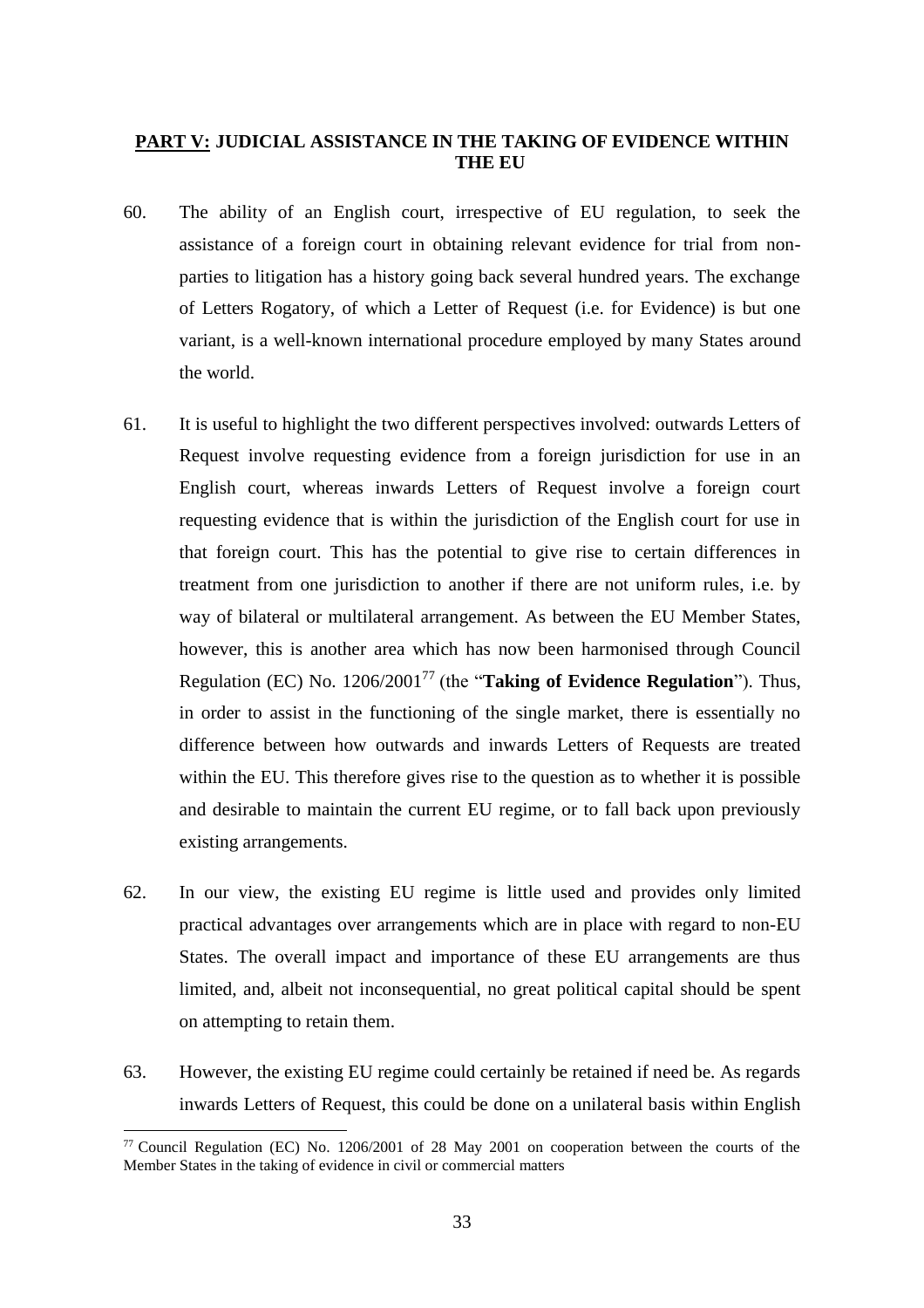## **PART V:** JUDICIAL ASSISTANCE IN THE TAKING OF EVIDENCE WITHIN THE EU

60. The ability of an English court, irrespective of EU regulation, to seek the assistance of a foreign court in obtaining relevant evidence for trial from non-parties to litigation has a history going back several hundred years. The exchange of Letters Rogatory, of which a Letter of Request (i.e. for Evidence) is but one variant, is a well-known international procedure employed by many States around the world.

61. It is useful to highlight the two different perspectives involved: outwards Letters of Request involve requesting evidence from a foreign jurisdiction for use in an English court, whereas inwards Letters of Request involve a foreign court requesting evidence that is within the jurisdiction of the English court for use in that foreign court. This has the potential to give rise to certain differences in treatment from one jurisdiction to another if there are not uniform rules, i.e. by way of bilateral or multilateral arrangement. As between the EU Member States, however, this is another area which has now been harmonised through Council Regulation (EC) No. 1206/2001[77] (the "**Taking of Evidence Regulation**"). Thus, in order to assist in the functioning of the single market, there is essentially no difference between how outwards and inwards Letters of Requests are treated within the EU. This therefore gives rise to the question as to whether it is possible and desirable to maintain the current EU regime, or to fall back upon previously existing arrangements.

62. In our view, the existing EU regime is little used and provides only limited practical advantages over arrangements which are in place with regard to non-EU States. The overall impact and importance of these EU arrangements are thus limited, and, albeit not inconsequential, no great political capital should be spent on attempting to retain them.

63. However, the existing EU regime could certainly be retained if need be. As regards inwards Letters of Request, this could be done on a unilateral basis within English

[77] Council Regulation (EC) No. 1206/2001 of 28 May 2001 on cooperation between the courts of the Member States in the taking of evidence in civil or commercial matters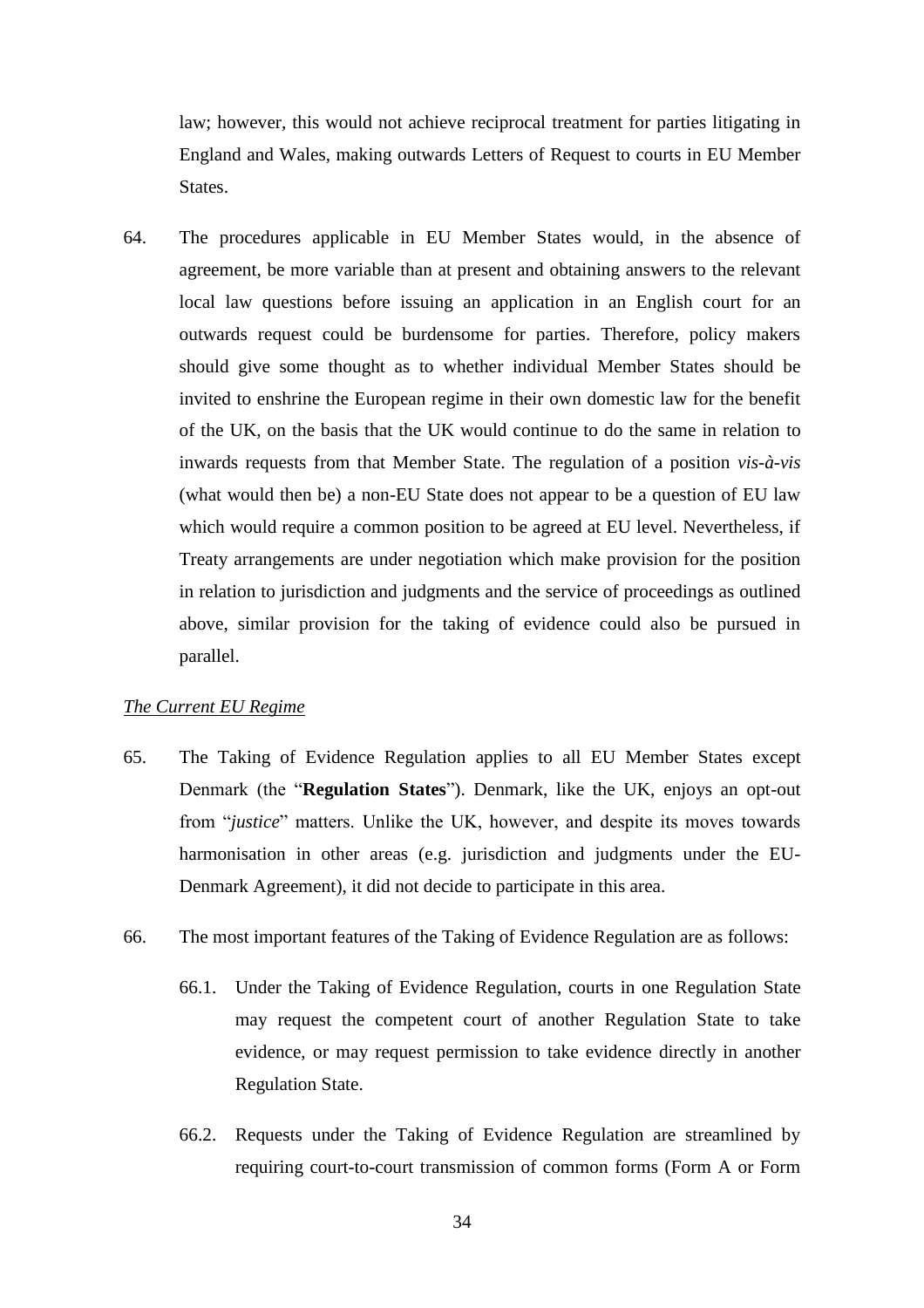law; however, this would not achieve reciprocal treatment for parties litigating in England and Wales, making outwards Letters of Request to courts in EU Member States.

64. The procedures applicable in EU Member States would, in the absence of agreement, be more variable than at present and obtaining answers to the relevant local law questions before issuing an application in an English court for an outwards request could be burdensome for parties. Therefore, policy makers should give some thought as to whether individual Member States should be invited to enshrine the European regime in their own domestic law for the benefit of the UK, on the basis that the UK would continue to do the same in relation to inwards requests from that Member State. The regulation of a position *vis-à-vis* (what would then be) a non-EU State does not appear to be a question of EU law which would require a common position to be agreed at EU level. Nevertheless, if Treaty arrangements are under negotiation which make provision for the position in relation to jurisdiction and judgments and the service of proceedings as outlined above, similar provision for the taking of evidence could also be pursued in parallel.

<u>*The Current EU Regime*</u>

65. The Taking of Evidence Regulation applies to all EU Member States except Denmark (the "**Regulation States**"). Denmark, like the UK, enjoys an opt-out from "*justice*" matters. Unlike the UK, however, and despite its moves towards harmonisation in other areas (e.g. jurisdiction and judgments under the EU-Denmark Agreement), it did not decide to participate in this area.

66. The most important features of the Taking of Evidence Regulation are as follows:

66.1. Under the Taking of Evidence Regulation, courts in one Regulation State may request the competent court of another Regulation State to take evidence, or may request permission to take evidence directly in another Regulation State.

66.2. Requests under the Taking of Evidence Regulation are streamlined by requiring court-to-court transmission of common forms (Form A or Form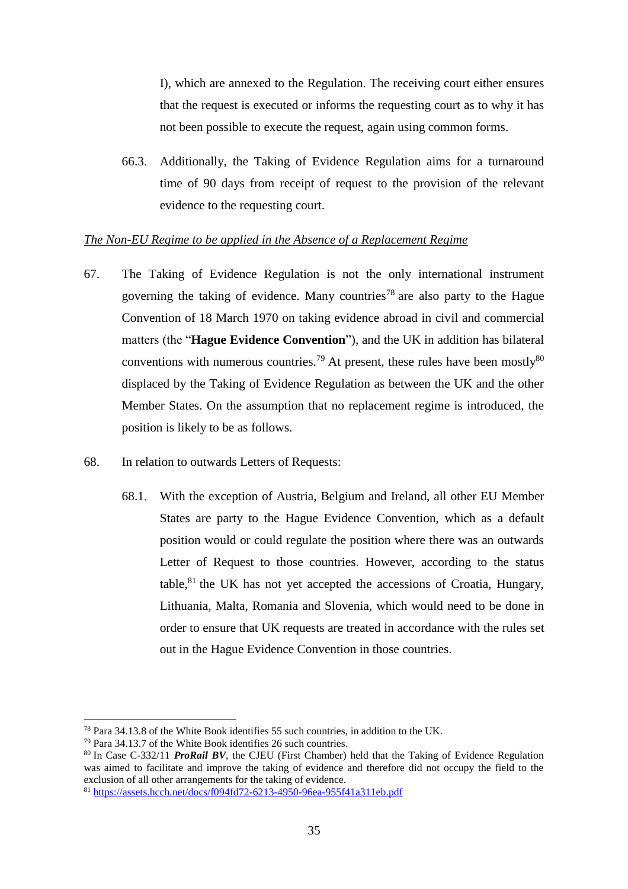I), which are annexed to the Regulation. The receiving court either ensures that the request is executed or informs the requesting court as to why it has not been possible to execute the request, again using common forms.

66.3. Additionally, the Taking of Evidence Regulation aims for a turnaround time of 90 days from receipt of request to the provision of the relevant evidence to the requesting court.

*The Non-EU Regime to be applied in the Absence of a Replacement Regime*

67. The Taking of Evidence Regulation is not the only international instrument governing the taking of evidence. Many countries[78] are also party to the Hague Convention of 18 March 1970 on taking evidence abroad in civil and commercial matters (the "**Hague Evidence Convention**"), and the UK in addition has bilateral conventions with numerous countries.[79] At present, these rules have been mostly[80] displaced by the Taking of Evidence Regulation as between the UK and the other Member States. On the assumption that no replacement regime is introduced, the position is likely to be as follows.

68. In relation to outwards Letters of Requests:

68.1. With the exception of Austria, Belgium and Ireland, all other EU Member States are party to the Hague Evidence Convention, which as a default position would or could regulate the position where there was an outwards Letter of Request to those countries. However, according to the status table,[81] the UK has not yet accepted the accessions of Croatia, Hungary, Lithuania, Malta, Romania and Slovenia, which would need to be done in order to ensure that UK requests are treated in accordance with the rules set out in the Hague Evidence Convention in those countries.

---

[78] Para 34.13.8 of the White Book identifies 55 such countries, in addition to the UK.

[79] Para 34.13.7 of the White Book identifies 26 such countries.

[80] In Case C-332/11 ***ProRail BV***, the CJEU (First Chamber) held that the Taking of Evidence Regulation was aimed to facilitate and improve the taking of evidence and therefore did not occupy the field to the exclusion of all other arrangements for the taking of evidence.

[81] https://assets.hcch.net/docs/f094fd72-6213-4950-96ea-955f41a311eb.pdf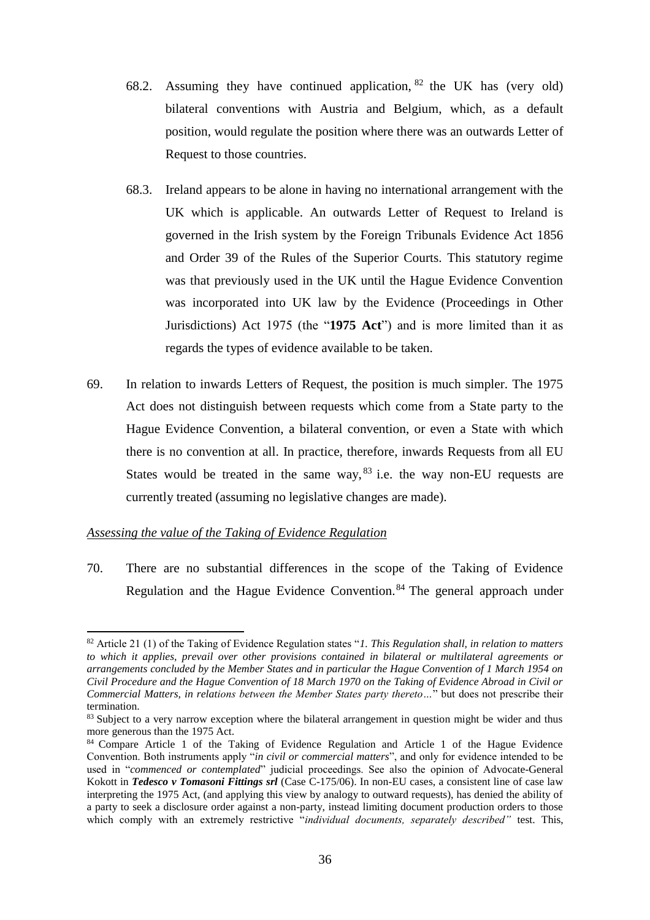68.2. Assuming they have continued application,[82] the UK has (very old) bilateral conventions with Austria and Belgium, which, as a default position, would regulate the position where there was an outwards Letter of Request to those countries.

68.3. Ireland appears to be alone in having no international arrangement with the UK which is applicable. An outwards Letter of Request to Ireland is governed in the Irish system by the Foreign Tribunals Evidence Act 1856 and Order 39 of the Rules of the Superior Courts. This statutory regime was that previously used in the UK until the Hague Evidence Convention was incorporated into UK law by the Evidence (Proceedings in Other Jurisdictions) Act 1975 (the "**1975 Act**") and is more limited than it as regards the types of evidence available to be taken.

69. In relation to inwards Letters of Request, the position is much simpler. The 1975 Act does not distinguish between requests which come from a State party to the Hague Evidence Convention, a bilateral convention, or even a State with which there is no convention at all. In practice, therefore, inwards Requests from all EU States would be treated in the same way,[83] i.e. the way non-EU requests are currently treated (assuming no legislative changes are made).

*Assessing the value of the Taking of Evidence Regulation*

70. There are no substantial differences in the scope of the Taking of Evidence Regulation and the Hague Evidence Convention.[84] The general approach under

---

[82] Article 21 (1) of the Taking of Evidence Regulation states "*1. This Regulation shall, in relation to matters to which it applies, prevail over other provisions contained in bilateral or multilateral agreements or arrangements concluded by the Member States and in particular the Hague Convention of 1 March 1954 on Civil Procedure and the Hague Convention of 18 March 1970 on the Taking of Evidence Abroad in Civil or Commercial Matters, in relations between the Member States party thereto…*" but does not prescribe their termination.

[83] Subject to a very narrow exception where the bilateral arrangement in question might be wider and thus more generous than the 1975 Act.

[84] Compare Article 1 of the Taking of Evidence Regulation and Article 1 of the Hague Evidence Convention. Both instruments apply "*in civil or commercial matters*", and only for evidence intended to be used in "*commenced or contemplated*" judicial proceedings. See also the opinion of Advocate-General Kokott in ***Tedesco v Tomasoni Fittings srl*** (Case C-175/06). In non-EU cases, a consistent line of case law interpreting the 1975 Act, (and applying this view by analogy to outward requests), has denied the ability of a party to seek a disclosure order against a non-party, instead limiting document production orders to those which comply with an extremely restrictive "*individual documents, separately described"* test. This,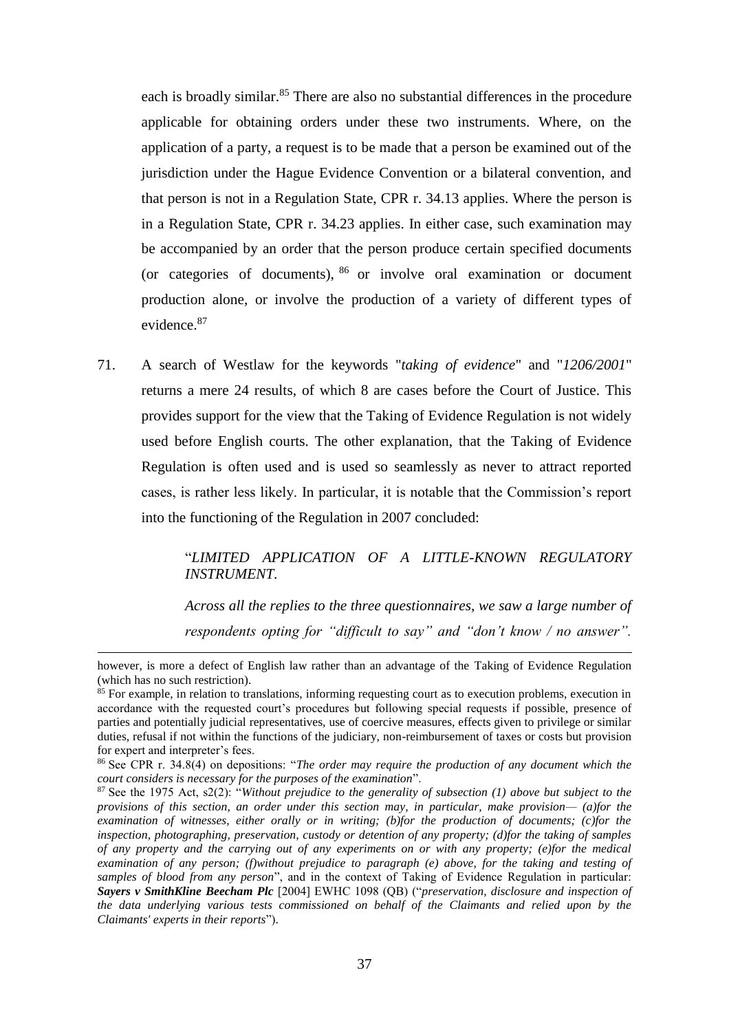each is broadly similar.[85] There are also no substantial differences in the procedure applicable for obtaining orders under these two instruments. Where, on the application of a party, a request is to be made that a person be examined out of the jurisdiction under the Hague Evidence Convention or a bilateral convention, and that person is not in a Regulation State, CPR r. 34.13 applies. Where the person is in a Regulation State, CPR r. 34.23 applies. In either case, such examination may be accompanied by an order that the person produce certain specified documents (or categories of documents), [86] or involve oral examination or document production alone, or involve the production of a variety of different types of evidence.[87]

71. A search of Westlaw for the keywords "*taking of evidence*" and "*1206/2001*" returns a mere 24 results, of which 8 are cases before the Court of Justice. This provides support for the view that the Taking of Evidence Regulation is not widely used before English courts. The other explanation, that the Taking of Evidence Regulation is often used and is used so seamlessly as never to attract reported cases, is rather less likely. In particular, it is notable that the Commission's report into the functioning of the Regulation in 2007 concluded:

> "*LIMITED APPLICATION OF A LITTLE-KNOWN REGULATORY INSTRUMENT.*
>
> *Across all the replies to the three questionnaires, we saw a large number of respondents opting for "difficult to say" and "don't know / no answer".*

---

however, is more a defect of English law rather than an advantage of the Taking of Evidence Regulation (which has no such restriction).

[85] For example, in relation to translations, informing requesting court as to execution problems, execution in accordance with the requested court's procedures but following special requests if possible, presence of parties and potentially judicial representatives, use of coercive measures, effects given to privilege or similar duties, refusal if not within the functions of the judiciary, non-reimbursement of taxes or costs but provision for expert and interpreter's fees.

[86] See CPR r. 34.8(4) on depositions: "*The order may require the production of any document which the court considers is necessary for the purposes of the examination*".

[87] See the 1975 Act, s2(2): "*Without prejudice to the generality of subsection (1) above but subject to the provisions of this section, an order under this section may, in particular, make provision— (a)for the examination of witnesses, either orally or in writing; (b)for the production of documents; (c)for the inspection, photographing, preservation, custody or detention of any property; (d)for the taking of samples of any property and the carrying out of any experiments on or with any property; (e)for the medical examination of any person; (f)without prejudice to paragraph (e) above, for the taking and testing of samples of blood from any person*", and in the context of Taking of Evidence Regulation in particular: ***Sayers v SmithKline Beecham Plc*** [2004] EWHC 1098 (QB) ("*preservation, disclosure and inspection of the data underlying various tests commissioned on behalf of the Claimants and relied upon by the Claimants' experts in their reports*").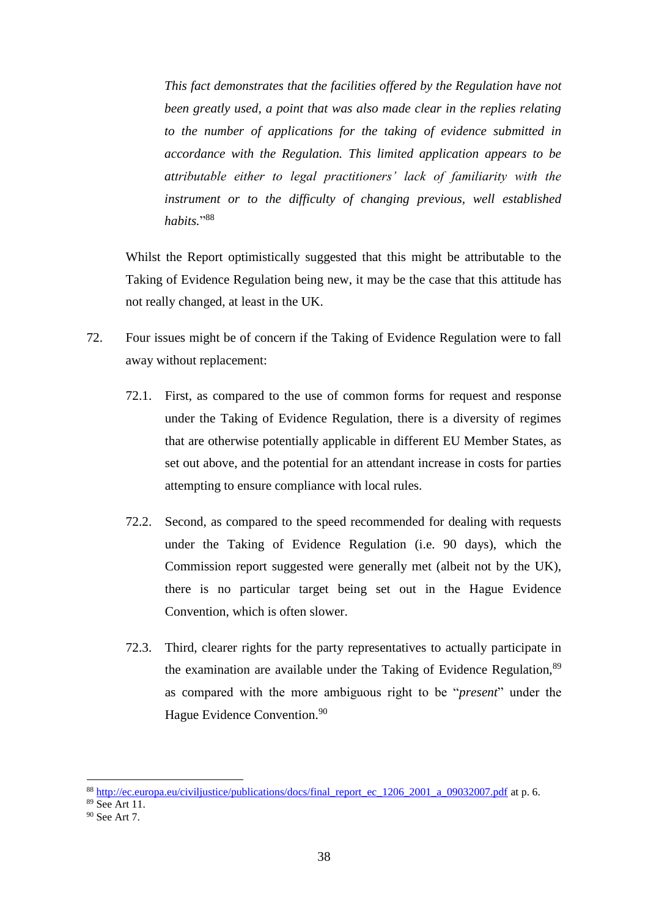> *This fact demonstrates that the facilities offered by the Regulation have not been greatly used, a point that was also made clear in the replies relating to the number of applications for the taking of evidence submitted in accordance with the Regulation. This limited application appears to be attributable either to legal practitioners' lack of familiarity with the instrument or to the difficulty of changing previous, well established habits.*"[88]

Whilst the Report optimistically suggested that this might be attributable to the Taking of Evidence Regulation being new, it may be the case that this attitude has not really changed, at least in the UK.

72. Four issues might be of concern if the Taking of Evidence Regulation were to fall away without replacement:

    72.1. First, as compared to the use of common forms for request and response under the Taking of Evidence Regulation, there is a diversity of regimes that are otherwise potentially applicable in different EU Member States, as set out above, and the potential for an attendant increase in costs for parties attempting to ensure compliance with local rules.

    72.2. Second, as compared to the speed recommended for dealing with requests under the Taking of Evidence Regulation (i.e. 90 days), which the Commission report suggested were generally met (albeit not by the UK), there is no particular target being set out in the Hague Evidence Convention, which is often slower.

    72.3. Third, clearer rights for the party representatives to actually participate in the examination are available under the Taking of Evidence Regulation,[89] as compared with the more ambiguous right to be "*present*" under the Hague Evidence Convention.[90]

---

[88] http://ec.europa.eu/civiljustice/publications/docs/final_report_ec_1206_2001_a_09032007.pdf at p. 6.

[89] See Art 11.

[90] See Art 7.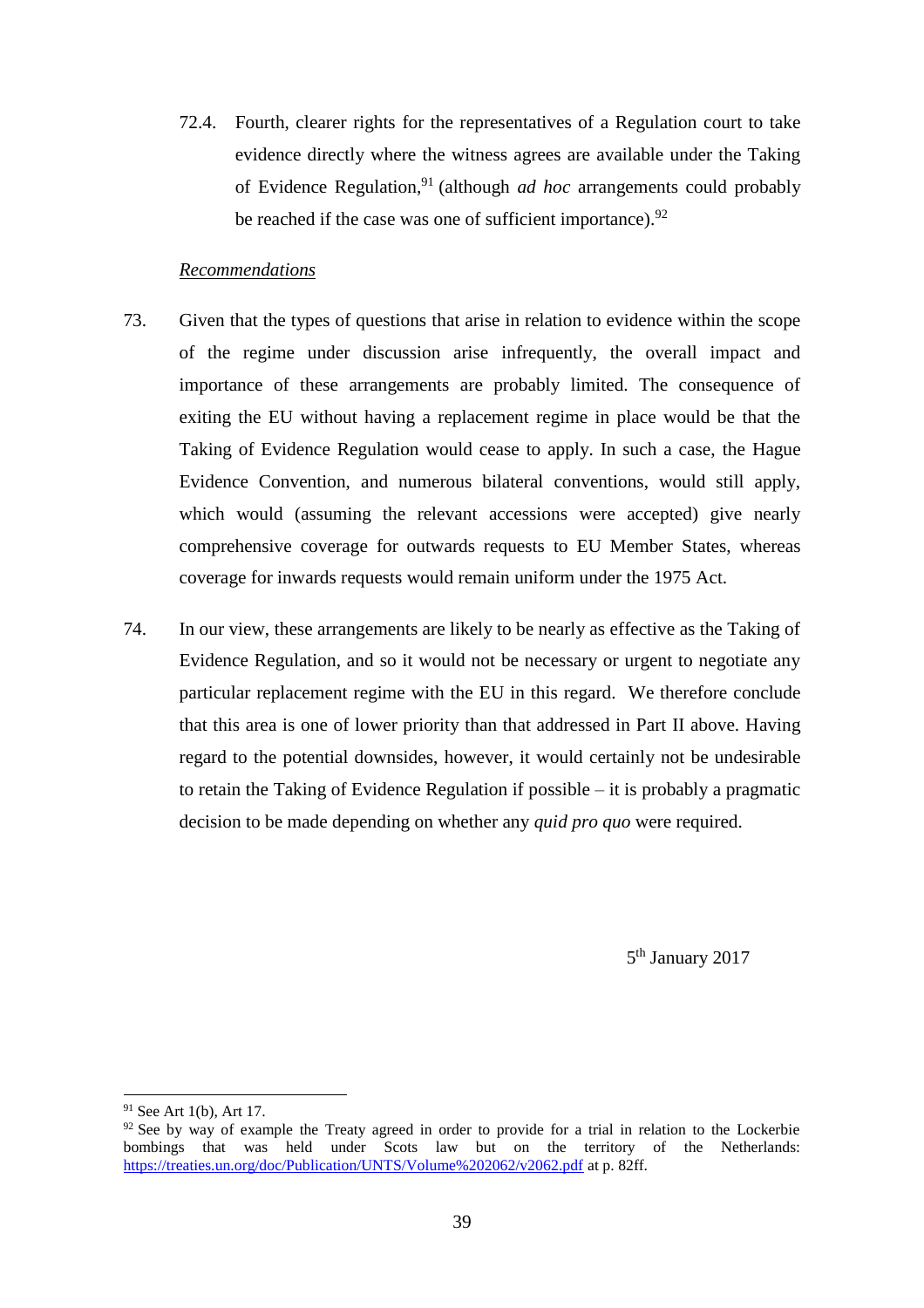72.4. Fourth, clearer rights for the representatives of a Regulation court to take evidence directly where the witness agrees are available under the Taking of Evidence Regulation,[91] (although *ad hoc* arrangements could probably be reached if the case was one of sufficient importance).[92]

*Recommendations*

73. Given that the types of questions that arise in relation to evidence within the scope of the regime under discussion arise infrequently, the overall impact and importance of these arrangements are probably limited. The consequence of exiting the EU without having a replacement regime in place would be that the Taking of Evidence Regulation would cease to apply. In such a case, the Hague Evidence Convention, and numerous bilateral conventions, would still apply, which would (assuming the relevant accessions were accepted) give nearly comprehensive coverage for outwards requests to EU Member States, whereas coverage for inwards requests would remain uniform under the 1975 Act.

74. In our view, these arrangements are likely to be nearly as effective as the Taking of Evidence Regulation, and so it would not be necessary or urgent to negotiate any particular replacement regime with the EU in this regard. We therefore conclude that this area is one of lower priority than that addressed in Part II above. Having regard to the potential downsides, however, it would certainly not be undesirable to retain the Taking of Evidence Regulation if possible – it is probably a pragmatic decision to be made depending on whether any *quid pro quo* were required.

5th January 2017

---

[91] See Art 1(b), Art 17.

[92] See by way of example the Treaty agreed in order to provide for a trial in relation to the Lockerbie bombings that was held under Scots law but on the territory of the Netherlands: https://treaties.un.org/doc/Publication/UNTS/Volume%202062/v2062.pdf at p. 82ff.